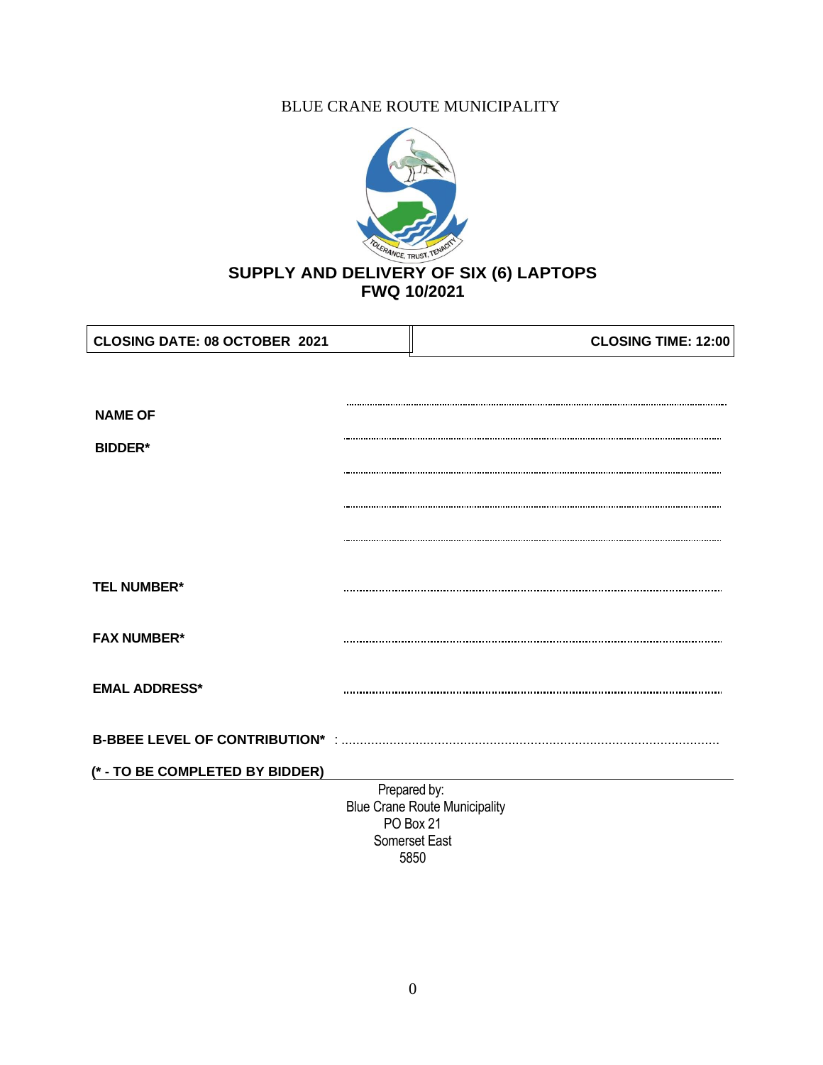BLUE CRANE ROUTE MUNICIPALITY

TOLERANCE, TRUST, TENACITY

# SUPPLY AND DELIVERY OF SIX (6) LAPTOPS
# FWQ 10/2021

| CLOSING DATE: 08 OCTOBER 2021 | CLOSING TIME: 12:00 |
|---|---|

**NAME OF BIDDER*** ...................................................................................................................

...................................................................................................................

...................................................................................................................

...................................................................................................................

...................................................................................................................

**TEL NUMBER*** ...................................................................................................................

**FAX NUMBER*** ...................................................................................................................

**EMAL ADDRESS*** ...................................................................................................................

**B-BBEE LEVEL OF CONTRIBUTION*** : ...................................................................................................

**(* - TO BE COMPLETED BY BIDDER)**

Prepared by:
Blue Crane Route Municipality
PO Box 21
Somerset East
5850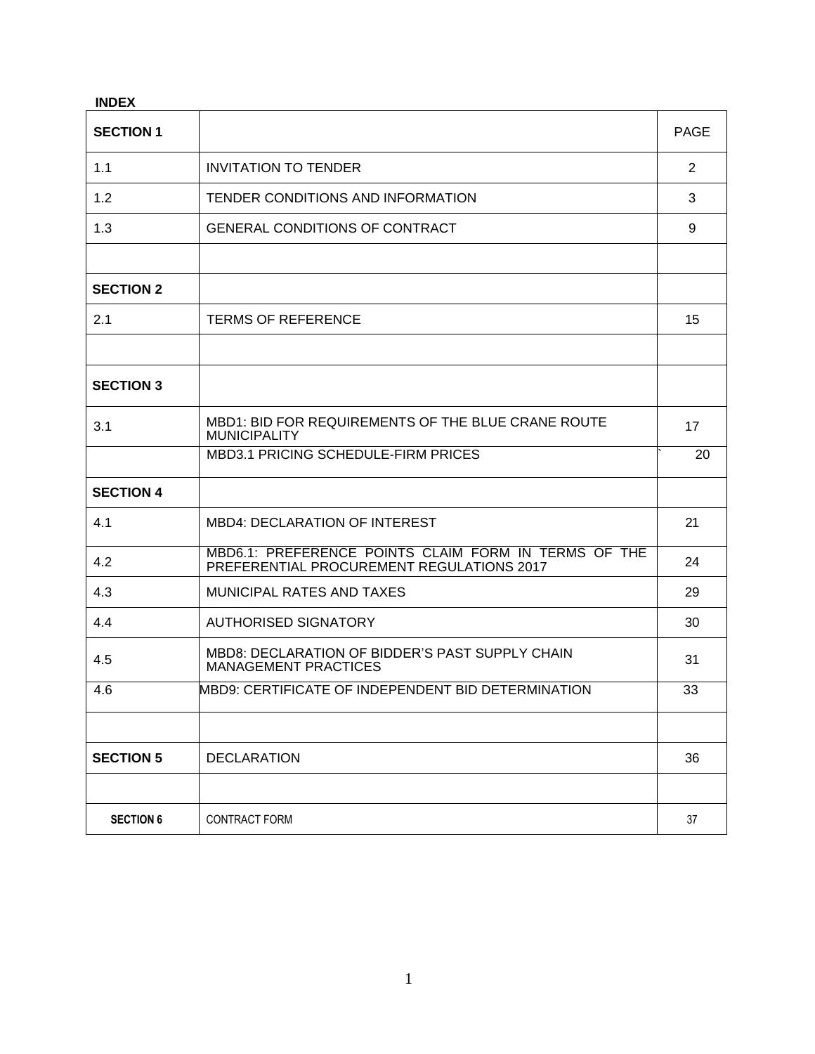**INDEX**

| **SECTION 1** | | PAGE |
|---|---|---|
| 1.1 | INVITATION TO TENDER | 2 |
| 1.2 | TENDER CONDITIONS AND INFORMATION | 3 |
| 1.3 | GENERAL CONDITIONS OF CONTRACT | 9 |
| | | |
| **SECTION 2** | | |
| 2.1 | TERMS OF REFERENCE | 15 |
| | | |
| **SECTION 3** | | |
| 3.1 | MBD1: BID FOR REQUIREMENTS OF THE BLUE CRANE ROUTE MUNICIPALITY | 17 |
| | MBD3.1 PRICING SCHEDULE-FIRM PRICES | ` 20 |
| **SECTION 4** | | |
| 4.1 | MBD4: DECLARATION OF INTEREST | 21 |
| 4.2 | MBD6.1: PREFERENCE POINTS CLAIM FORM IN TERMS OF THE PREFERENTIAL PROCUREMENT REGULATIONS 2017 | 24 |
| 4.3 | MUNICIPAL RATES AND TAXES | 29 |
| 4.4 | AUTHORISED SIGNATORY | 30 |
| 4.5 | MBD8: DECLARATION OF BIDDER'S PAST SUPPLY CHAIN MANAGEMENT PRACTICES | 31 |
| 4.6 | MBD9: CERTIFICATE OF INDEPENDENT BID DETERMINATION | 33 |
| | | |
| **SECTION 5** | DECLARATION | 36 |
| | | |
| **SECTION 6** | CONTRACT FORM | 37 |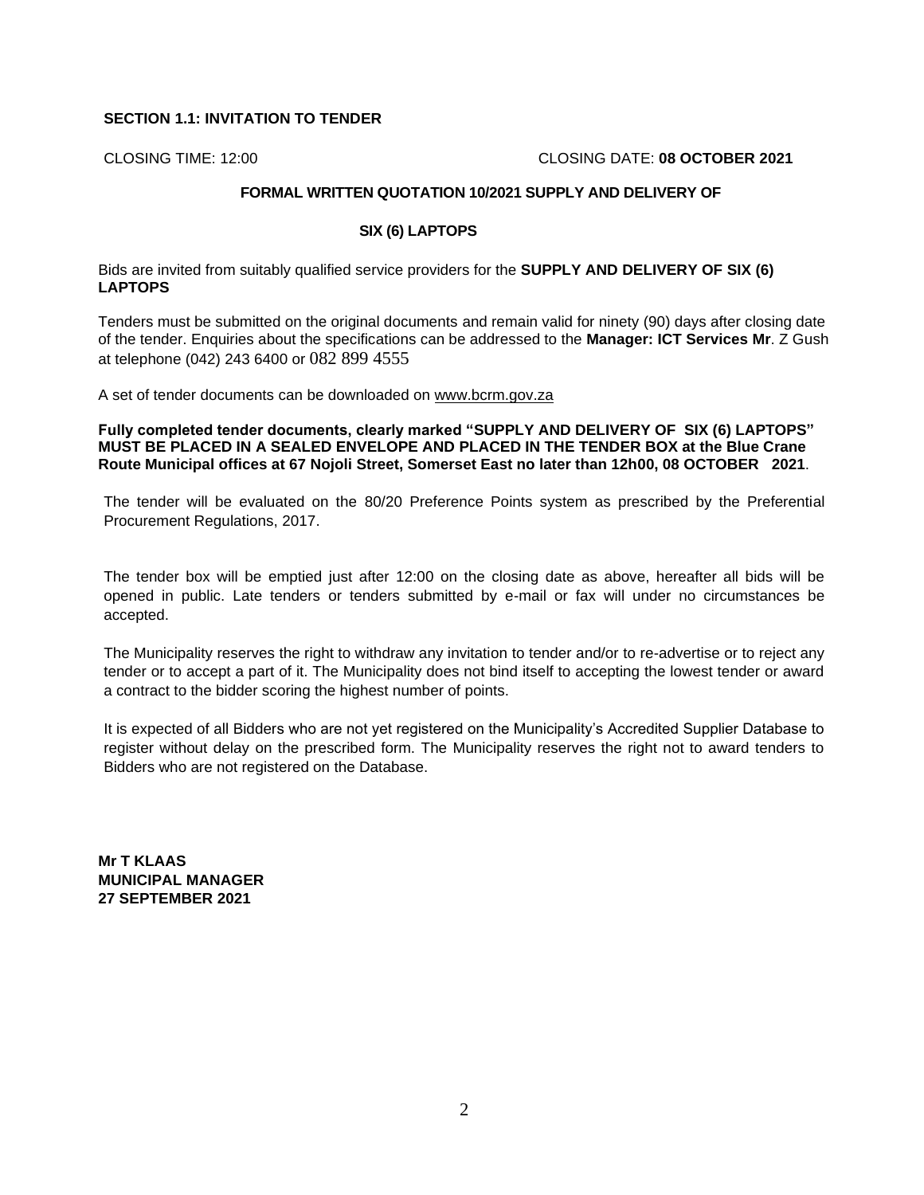**SECTION 1.1: INVITATION TO TENDER**

CLOSING TIME: 12:00 CLOSING DATE: **08 OCTOBER 2021**

**FORMAL WRITTEN QUOTATION 10/2021 SUPPLY AND DELIVERY OF**

**SIX (6) LAPTOPS**

Bids are invited from suitably qualified service providers for the **SUPPLY AND DELIVERY OF SIX (6) LAPTOPS**

Tenders must be submitted on the original documents and remain valid for ninety (90) days after closing date of the tender. Enquiries about the specifications can be addressed to the **Manager: ICT Services Mr**. Z Gush at telephone (042) 243 6400 or 082 899 4555

A set of tender documents can be downloaded on www.bcrm.gov.za

**Fully completed tender documents, clearly marked "SUPPLY AND DELIVERY OF SIX (6) LAPTOPS" MUST BE PLACED IN A SEALED ENVELOPE AND PLACED IN THE TENDER BOX at the Blue Crane Route Municipal offices at 67 Nojoli Street, Somerset East no later than 12h00, 08 OCTOBER 2021**.

The tender will be evaluated on the 80/20 Preference Points system as prescribed by the Preferential Procurement Regulations, 2017.

The tender box will be emptied just after 12:00 on the closing date as above, hereafter all bids will be opened in public. Late tenders or tenders submitted by e-mail or fax will under no circumstances be accepted.

The Municipality reserves the right to withdraw any invitation to tender and/or to re-advertise or to reject any tender or to accept a part of it. The Municipality does not bind itself to accepting the lowest tender or award a contract to the bidder scoring the highest number of points.

It is expected of all Bidders who are not yet registered on the Municipality's Accredited Supplier Database to register without delay on the prescribed form. The Municipality reserves the right not to award tenders to Bidders who are not registered on the Database.

**Mr T KLAAS**
**MUNICIPAL MANAGER**
**27 SEPTEMBER 2021**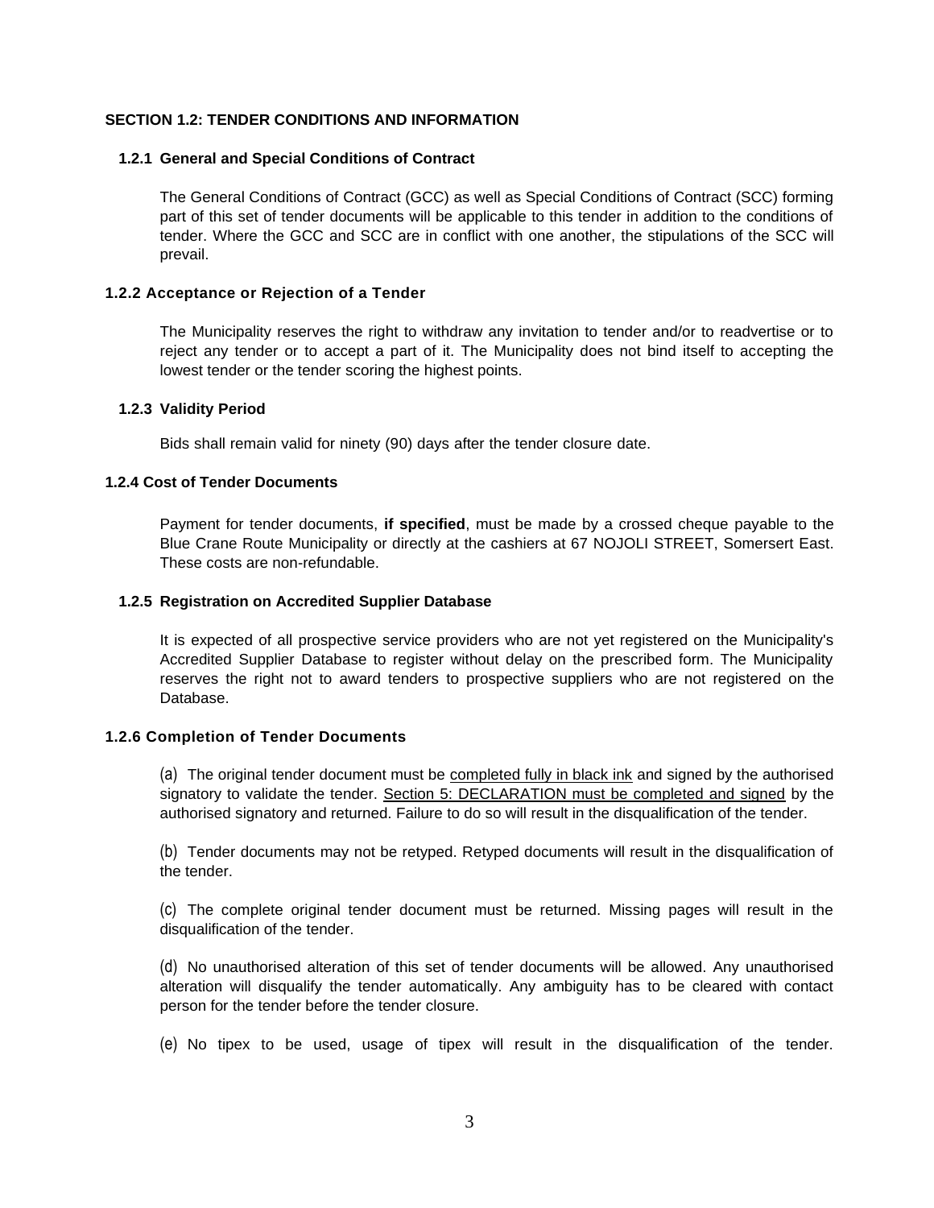## SECTION 1.2: TENDER CONDITIONS AND INFORMATION

### 1.2.1 General and Special Conditions of Contract

The General Conditions of Contract (GCC) as well as Special Conditions of Contract (SCC) forming part of this set of tender documents will be applicable to this tender in addition to the conditions of tender. Where the GCC and SCC are in conflict with one another, the stipulations of the SCC will prevail.

### 1.2.2 Acceptance or Rejection of a Tender

The Municipality reserves the right to withdraw any invitation to tender and/or to readvertise or to reject any tender or to accept a part of it. The Municipality does not bind itself to accepting the lowest tender or the tender scoring the highest points.

### 1.2.3 Validity Period

Bids shall remain valid for ninety (90) days after the tender closure date.

### 1.2.4 Cost of Tender Documents

Payment for tender documents, **if specified**, must be made by a crossed cheque payable to the Blue Crane Route Municipality or directly at the cashiers at 67 NOJOLI STREET, Somersert East. These costs are non-refundable.

### 1.2.5 Registration on Accredited Supplier Database

It is expected of all prospective service providers who are not yet registered on the Municipality's Accredited Supplier Database to register without delay on the prescribed form. The Municipality reserves the right not to award tenders to prospective suppliers who are not registered on the Database.

### 1.2.6 Completion of Tender Documents

(a) The original tender document must be completed fully in black ink and signed by the authorised signatory to validate the tender. Section 5: DECLARATION must be completed and signed by the authorised signatory and returned. Failure to do so will result in the disqualification of the tender.

(b) Tender documents may not be retyped. Retyped documents will result in the disqualification of the tender.

(c) The complete original tender document must be returned. Missing pages will result in the disqualification of the tender.

(d) No unauthorised alteration of this set of tender documents will be allowed. Any unauthorised alteration will disqualify the tender automatically. Any ambiguity has to be cleared with contact person for the tender before the tender closure.

(e) No tipex to be used, usage of tipex will result in the disqualification of the tender.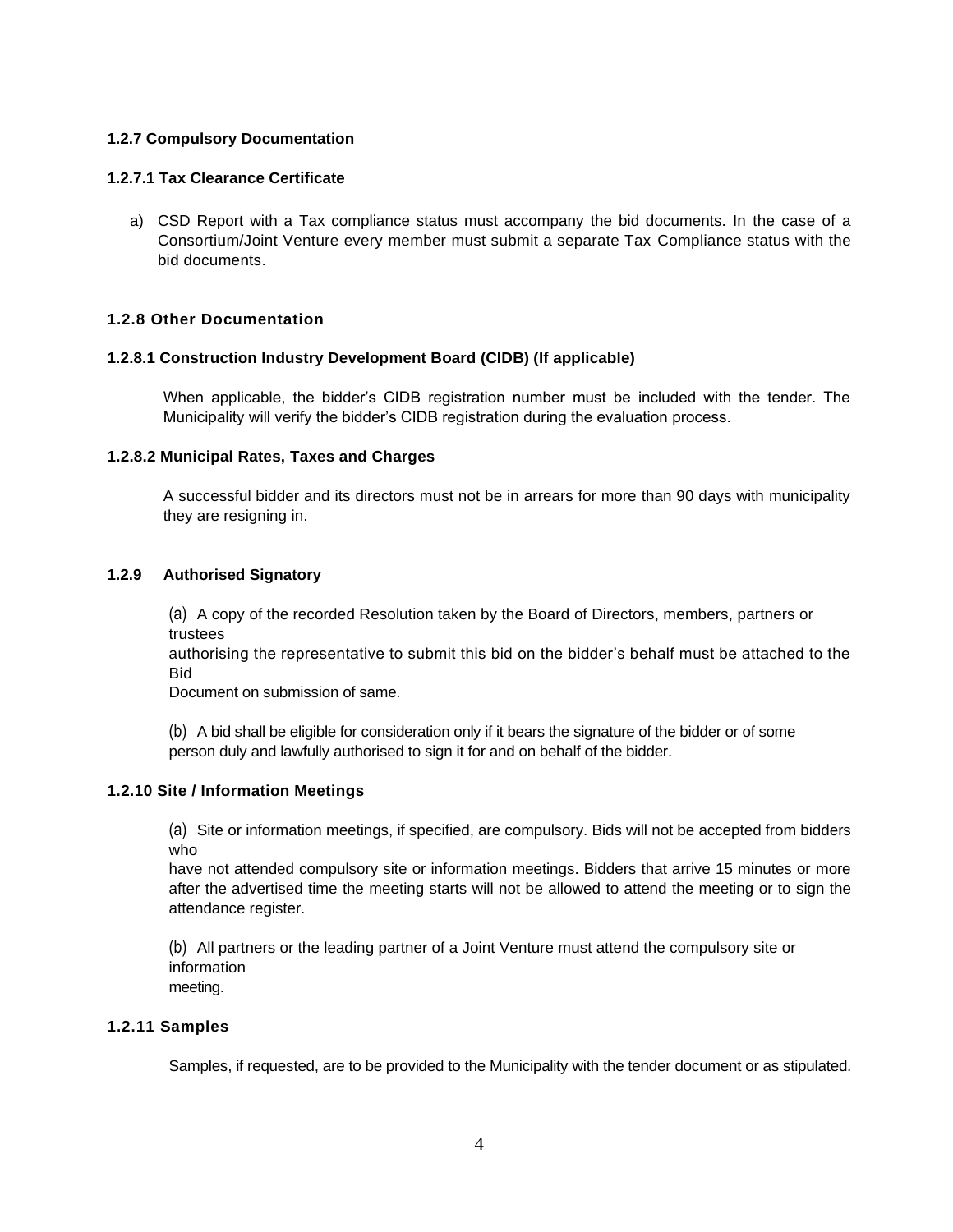#### 1.2.7 Compulsory Documentation

##### 1.2.7.1 Tax Clearance Certificate

a) CSD Report with a Tax compliance status must accompany the bid documents. In the case of a Consortium/Joint Venture every member must submit a separate Tax Compliance status with the bid documents.

#### 1.2.8 Other Documentation

##### 1.2.8.1 Construction Industry Development Board (CIDB) (If applicable)

When applicable, the bidder's CIDB registration number must be included with the tender. The Municipality will verify the bidder's CIDB registration during the evaluation process.

##### 1.2.8.2 Municipal Rates, Taxes and Charges

A successful bidder and its directors must not be in arrears for more than 90 days with municipality they are resigning in.

#### 1.2.9 Authorised Signatory

(a) A copy of the recorded Resolution taken by the Board of Directors, members, partners or trustees authorising the representative to submit this bid on the bidder's behalf must be attached to the Bid Document on submission of same.

(b) A bid shall be eligible for consideration only if it bears the signature of the bidder or of some person duly and lawfully authorised to sign it for and on behalf of the bidder.

#### 1.2.10 Site / Information Meetings

(a) Site or information meetings, if specified, are compulsory. Bids will not be accepted from bidders who have not attended compulsory site or information meetings. Bidders that arrive 15 minutes or more after the advertised time the meeting starts will not be allowed to attend the meeting or to sign the attendance register.

(b) All partners or the leading partner of a Joint Venture must attend the compulsory site or information meeting.

#### 1.2.11 Samples

Samples, if requested, are to be provided to the Municipality with the tender document or as stipulated.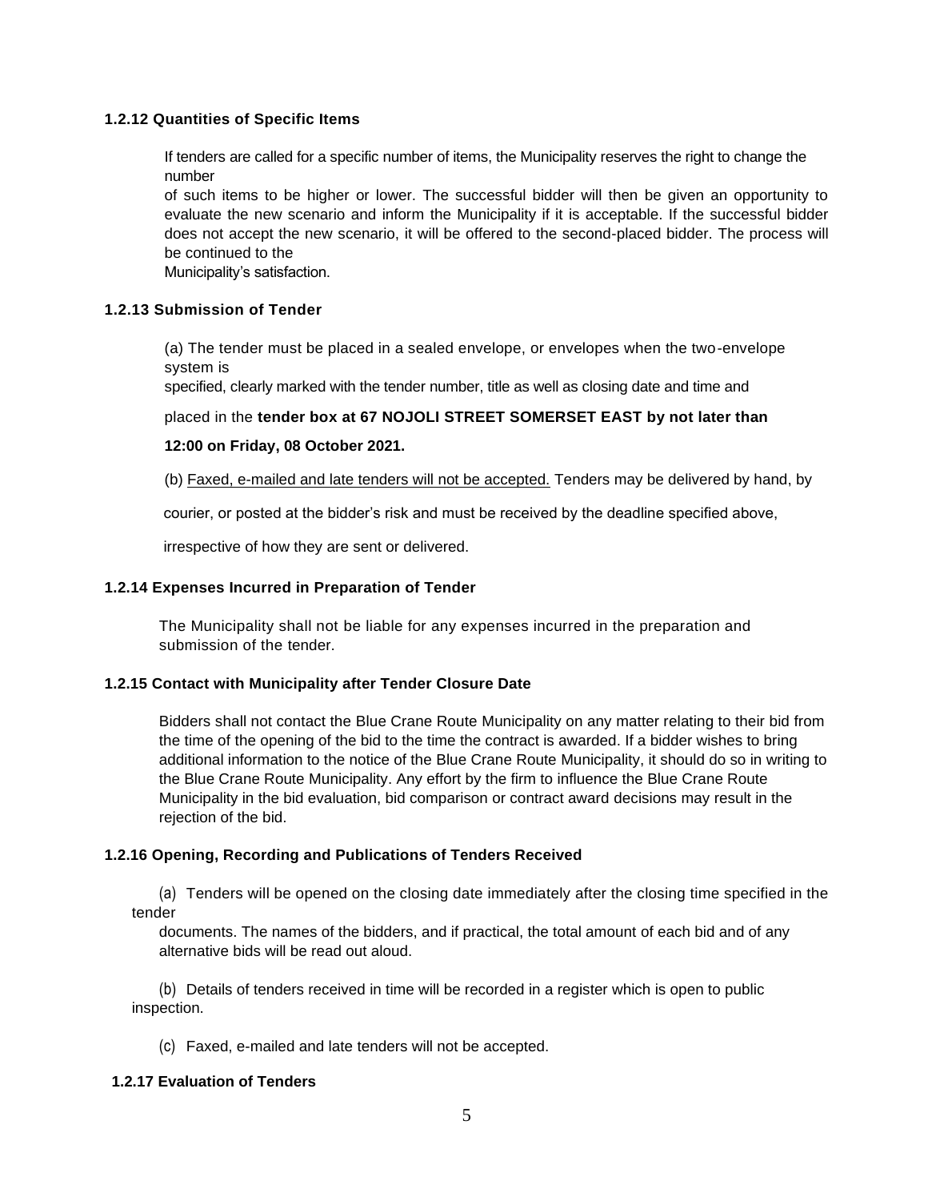#### 1.2.12 Quantities of Specific Items

If tenders are called for a specific number of items, the Municipality reserves the right to change the number of such items to be higher or lower. The successful bidder will then be given an opportunity to evaluate the new scenario and inform the Municipality if it is acceptable. If the successful bidder does not accept the new scenario, it will be offered to the second-placed bidder. The process will be continued to the Municipality's satisfaction.

#### 1.2.13 Submission of Tender

(a) The tender must be placed in a sealed envelope, or envelopes when the two-envelope system is specified, clearly marked with the tender number, title as well as closing date and time and placed in the **tender box at 67 NOJOLI STREET SOMERSET EAST by not later than 12:00 on Friday, 08 October 2021.**

(b) <u>Faxed, e-mailed and late tenders will not be accepted.</u> Tenders may be delivered by hand, by courier, or posted at the bidder's risk and must be received by the deadline specified above, irrespective of how they are sent or delivered.

#### 1.2.14 Expenses Incurred in Preparation of Tender

The Municipality shall not be liable for any expenses incurred in the preparation and submission of the tender.

#### 1.2.15 Contact with Municipality after Tender Closure Date

Bidders shall not contact the Blue Crane Route Municipality on any matter relating to their bid from the time of the opening of the bid to the time the contract is awarded. If a bidder wishes to bring additional information to the notice of the Blue Crane Route Municipality, it should do so in writing to the Blue Crane Route Municipality. Any effort by the firm to influence the Blue Crane Route Municipality in the bid evaluation, bid comparison or contract award decisions may result in the rejection of the bid.

#### 1.2.16 Opening, Recording and Publications of Tenders Received

(a) Tenders will be opened on the closing date immediately after the closing time specified in the tender documents. The names of the bidders, and if practical, the total amount of each bid and of any alternative bids will be read out aloud.

(b) Details of tenders received in time will be recorded in a register which is open to public inspection.

(c) Faxed, e-mailed and late tenders will not be accepted.

#### 1.2.17 Evaluation of Tenders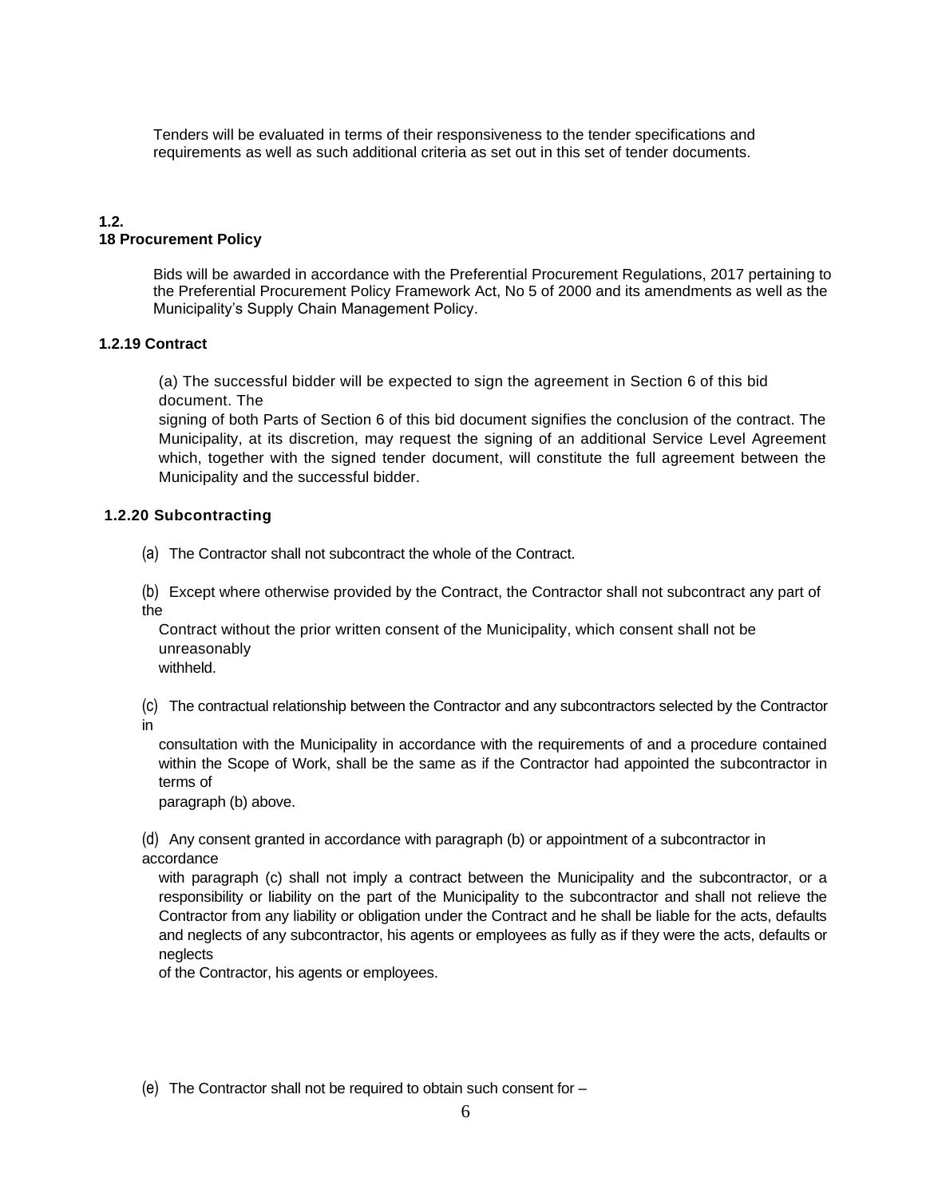Tenders will be evaluated in terms of their responsiveness to the tender specifications and requirements as well as such additional criteria as set out in this set of tender documents.

**1.2.**
**18 Procurement Policy**

Bids will be awarded in accordance with the Preferential Procurement Regulations, 2017 pertaining to the Preferential Procurement Policy Framework Act, No 5 of 2000 and its amendments as well as the Municipality's Supply Chain Management Policy.

**1.2.19 Contract**

(a) The successful bidder will be expected to sign the agreement in Section 6 of this bid document. The signing of both Parts of Section 6 of this bid document signifies the conclusion of the contract. The Municipality, at its discretion, may request the signing of an additional Service Level Agreement which, together with the signed tender document, will constitute the full agreement between the Municipality and the successful bidder.

**1.2.20 Subcontracting**

(a) The Contractor shall not subcontract the whole of the Contract.

(b) Except where otherwise provided by the Contract, the Contractor shall not subcontract any part of the Contract without the prior written consent of the Municipality, which consent shall not be unreasonably withheld.

(c) The contractual relationship between the Contractor and any subcontractors selected by the Contractor in consultation with the Municipality in accordance with the requirements of and a procedure contained within the Scope of Work, shall be the same as if the Contractor had appointed the subcontractor in terms of paragraph (b) above.

(d) Any consent granted in accordance with paragraph (b) or appointment of a subcontractor in accordance with paragraph (c) shall not imply a contract between the Municipality and the subcontractor, or a responsibility or liability on the part of the Municipality to the subcontractor and shall not relieve the Contractor from any liability or obligation under the Contract and he shall be liable for the acts, defaults and neglects of any subcontractor, his agents or employees as fully as if they were the acts, defaults or neglects of the Contractor, his agents or employees.

(e) The Contractor shall not be required to obtain such consent for –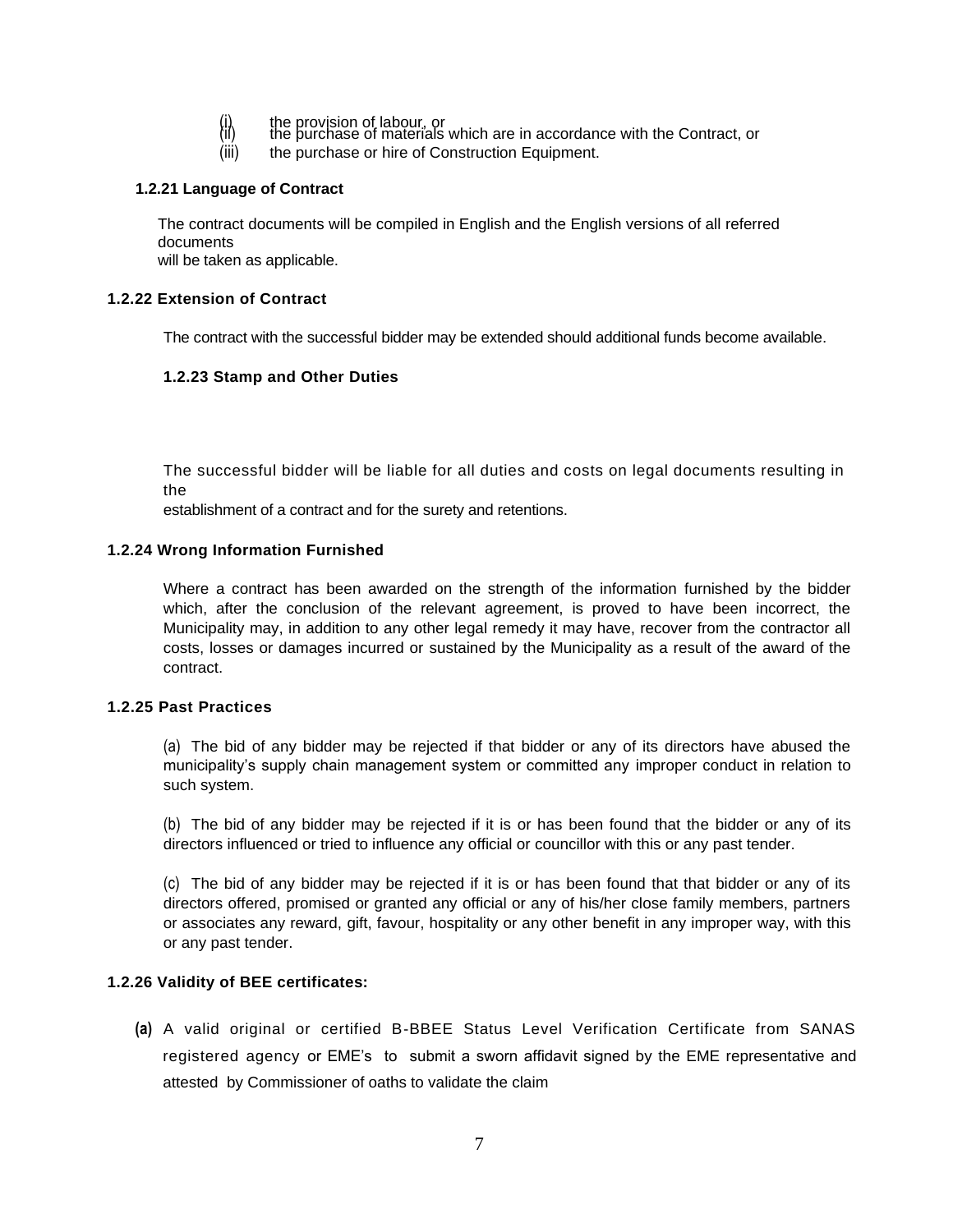(i) the provision of labour, or
(ii) the purchase of materials which are in accordance with the Contract, or
(iii) the purchase or hire of Construction Equipment.

**1.2.21 Language of Contract**

The contract documents will be compiled in English and the English versions of all referred documents will be taken as applicable.

**1.2.22 Extension of Contract**

The contract with the successful bidder may be extended should additional funds become available.

**1.2.23 Stamp and Other Duties**

The successful bidder will be liable for all duties and costs on legal documents resulting in the establishment of a contract and for the surety and retentions.

**1.2.24 Wrong Information Furnished**

Where a contract has been awarded on the strength of the information furnished by the bidder which, after the conclusion of the relevant agreement, is proved to have been incorrect, the Municipality may, in addition to any other legal remedy it may have, recover from the contractor all costs, losses or damages incurred or sustained by the Municipality as a result of the award of the contract.

**1.2.25 Past Practices**

(a) The bid of any bidder may be rejected if that bidder or any of its directors have abused the municipality's supply chain management system or committed any improper conduct in relation to such system.

(b) The bid of any bidder may be rejected if it is or has been found that the bidder or any of its directors influenced or tried to influence any official or councillor with this or any past tender.

(c) The bid of any bidder may be rejected if it is or has been found that that bidder or any of its directors offered, promised or granted any official or any of his/her close family members, partners or associates any reward, gift, favour, hospitality or any other benefit in any improper way, with this or any past tender.

**1.2.26 Validity of BEE certificates:**

**(a)** A valid original or certified B-BBEE Status Level Verification Certificate from SANAS registered agency or EME's to submit a sworn affidavit signed by the EME representative and attested by Commissioner of oaths to validate the claim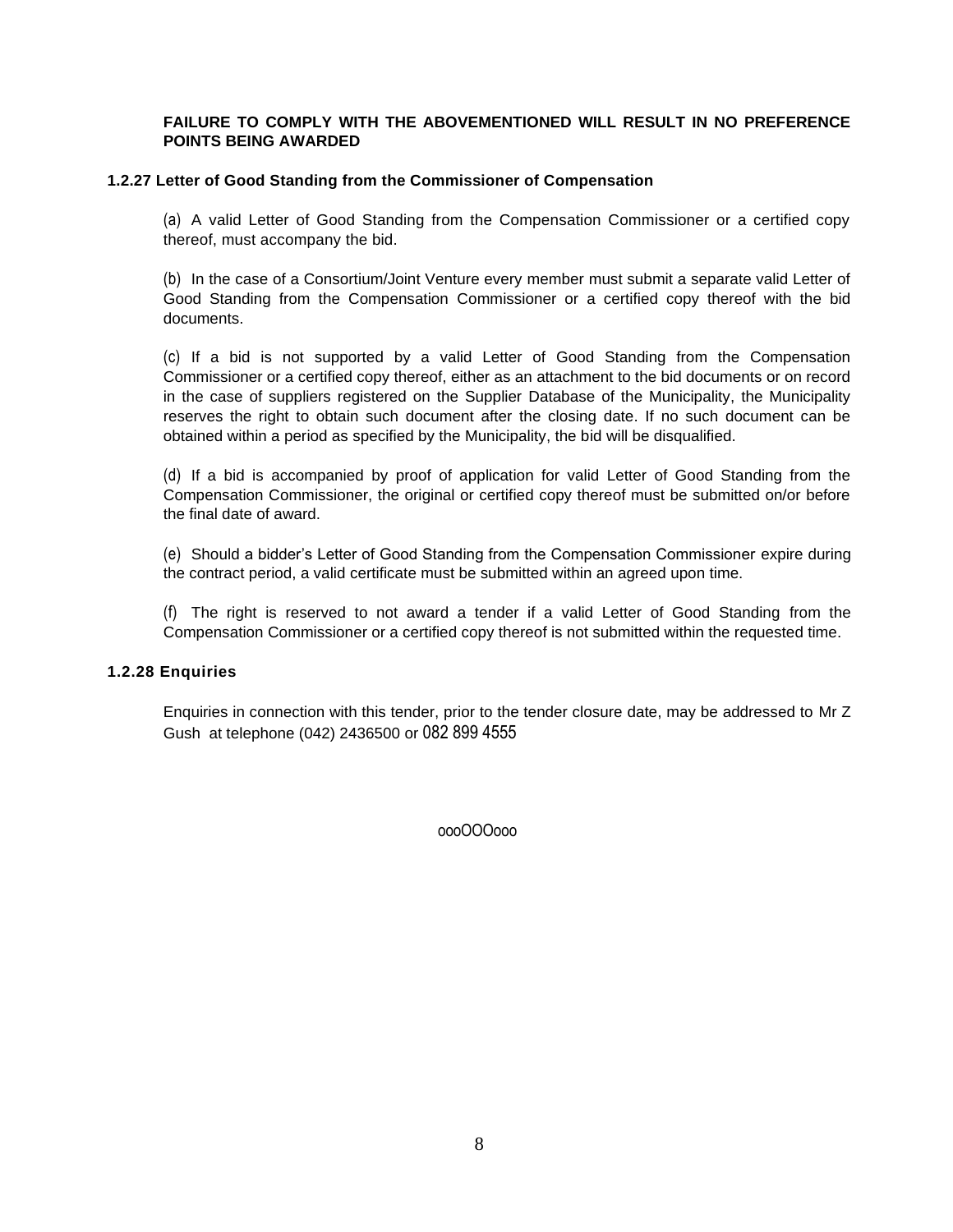**FAILURE TO COMPLY WITH THE ABOVEMENTIONED WILL RESULT IN NO PREFERENCE POINTS BEING AWARDED**

### 1.2.27 Letter of Good Standing from the Commissioner of Compensation

(a) A valid Letter of Good Standing from the Compensation Commissioner or a certified copy thereof, must accompany the bid.

(b) In the case of a Consortium/Joint Venture every member must submit a separate valid Letter of Good Standing from the Compensation Commissioner or a certified copy thereof with the bid documents.

(c) If a bid is not supported by a valid Letter of Good Standing from the Compensation Commissioner or a certified copy thereof, either as an attachment to the bid documents or on record in the case of suppliers registered on the Supplier Database of the Municipality, the Municipality reserves the right to obtain such document after the closing date. If no such document can be obtained within a period as specified by the Municipality, the bid will be disqualified.

(d) If a bid is accompanied by proof of application for valid Letter of Good Standing from the Compensation Commissioner, the original or certified copy thereof must be submitted on/or before the final date of award.

(e) Should a bidder's Letter of Good Standing from the Compensation Commissioner expire during the contract period, a valid certificate must be submitted within an agreed upon time.

(f) The right is reserved to not award a tender if a valid Letter of Good Standing from the Compensation Commissioner or a certified copy thereof is not submitted within the requested time.

### 1.2.28 Enquiries

Enquiries in connection with this tender, prior to the tender closure date, may be addressed to Mr Z Gush at telephone (042) 2436500 or 082 899 4555

oooOOOooo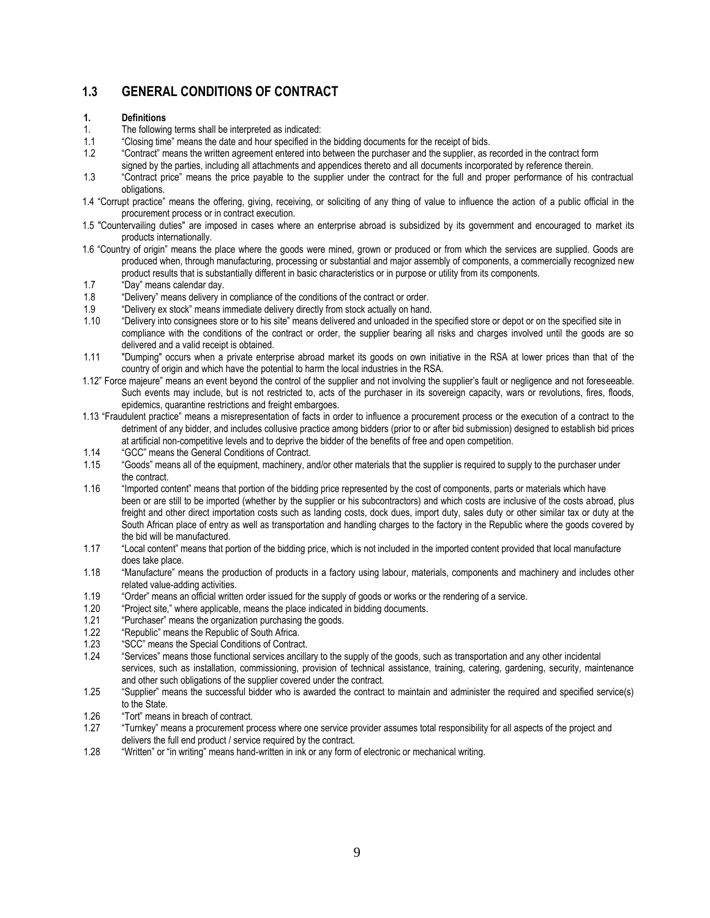## 1.3 GENERAL CONDITIONS OF CONTRACT

**1. Definitions**

1. The following terms shall be interpreted as indicated:

1.1 "Closing time" means the date and hour specified in the bidding documents for the receipt of bids.

1.2 "Contract" means the written agreement entered into between the purchaser and the supplier, as recorded in the contract form signed by the parties, including all attachments and appendices thereto and all documents incorporated by reference therein.

1.3 "Contract price" means the price payable to the supplier under the contract for the full and proper performance of his contractual obligations.

1.4 "Corrupt practice" means the offering, giving, receiving, or soliciting of any thing of value to influence the action of a public official in the procurement process or in contract execution.

1.5 "Countervailing duties" are imposed in cases where an enterprise abroad is subsidized by its government and encouraged to market its products internationally.

1.6 "Country of origin" means the place where the goods were mined, grown or produced or from which the services are supplied. Goods are produced when, through manufacturing, processing or substantial and major assembly of components, a commercially recognized new product results that is substantially different in basic characteristics or in purpose or utility from its components.

1.7 "Day" means calendar day.

1.8 "Delivery" means delivery in compliance of the conditions of the contract or order.

1.9 "Delivery ex stock" means immediate delivery directly from stock actually on hand.

1.10 "Delivery into consignees store or to his site" means delivered and unloaded in the specified store or depot or on the specified site in compliance with the conditions of the contract or order, the supplier bearing all risks and charges involved until the goods are so delivered and a valid receipt is obtained.

1.11 "Dumping" occurs when a private enterprise abroad market its goods on own initiative in the RSA at lower prices than that of the country of origin and which have the potential to harm the local industries in the RSA.

1.12" Force majeure" means an event beyond the control of the supplier and not involving the supplier's fault or negligence and not foreseeable. Such events may include, but is not restricted to, acts of the purchaser in its sovereign capacity, wars or revolutions, fires, floods, epidemics, quarantine restrictions and freight embargoes.

1.13 "Fraudulent practice" means a misrepresentation of facts in order to influence a procurement process or the execution of a contract to the detriment of any bidder, and includes collusive practice among bidders (prior to or after bid submission) designed to establish bid prices at artificial non-competitive levels and to deprive the bidder of the benefits of free and open competition.

1.14 "GCC" means the General Conditions of Contract.

1.15 "Goods" means all of the equipment, machinery, and/or other materials that the supplier is required to supply to the purchaser under the contract.

1.16 "Imported content" means that portion of the bidding price represented by the cost of components, parts or materials which have been or are still to be imported (whether by the supplier or his subcontractors) and which costs are inclusive of the costs abroad, plus freight and other direct importation costs such as landing costs, dock dues, import duty, sales duty or other similar tax or duty at the South African place of entry as well as transportation and handling charges to the factory in the Republic where the goods covered by the bid will be manufactured.

1.17 "Local content" means that portion of the bidding price, which is not included in the imported content provided that local manufacture does take place.

1.18 "Manufacture" means the production of products in a factory using labour, materials, components and machinery and includes other related value-adding activities.

1.19 "Order" means an official written order issued for the supply of goods or works or the rendering of a service.

1.20 "Project site," where applicable, means the place indicated in bidding documents.

1.21 "Purchaser" means the organization purchasing the goods.

1.22 "Republic" means the Republic of South Africa.

1.23 "SCC" means the Special Conditions of Contract.

1.24 "Services" means those functional services ancillary to the supply of the goods, such as transportation and any other incidental services, such as installation, commissioning, provision of technical assistance, training, catering, gardening, security, maintenance and other such obligations of the supplier covered under the contract.

1.25 "Supplier" means the successful bidder who is awarded the contract to maintain and administer the required and specified service(s) to the State.

1.26 "Tort" means in breach of contract.

1.27 "Turnkey" means a procurement process where one service provider assumes total responsibility for all aspects of the project and delivers the full end product / service required by the contract.

1.28 "Written" or "in writing" means hand-written in ink or any form of electronic or mechanical writing.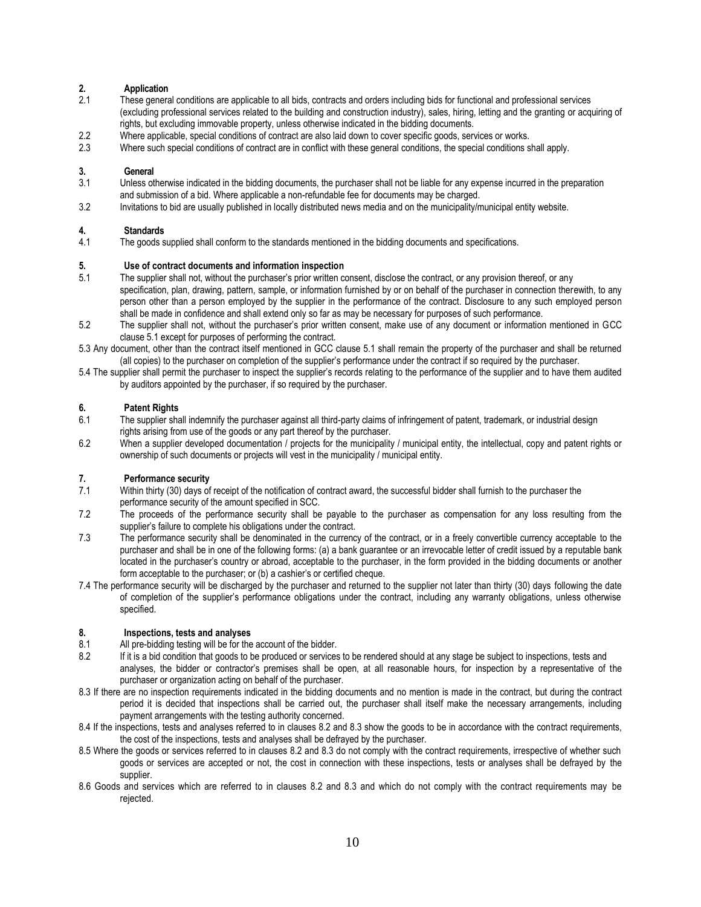## 2. Application

2.1 These general conditions are applicable to all bids, contracts and orders including bids for functional and professional services (excluding professional services related to the building and construction industry), sales, hiring, letting and the granting or acquiring of rights, but excluding immovable property, unless otherwise indicated in the bidding documents.

2.2 Where applicable, special conditions of contract are also laid down to cover specific goods, services or works.

2.3 Where such special conditions of contract are in conflict with these general conditions, the special conditions shall apply.

## 3. General

3.1 Unless otherwise indicated in the bidding documents, the purchaser shall not be liable for any expense incurred in the preparation and submission of a bid. Where applicable a non-refundable fee for documents may be charged.

3.2 Invitations to bid are usually published in locally distributed news media and on the municipality/municipal entity website.

## 4. Standards

4.1 The goods supplied shall conform to the standards mentioned in the bidding documents and specifications.

## 5. Use of contract documents and information inspection

5.1 The supplier shall not, without the purchaser's prior written consent, disclose the contract, or any provision thereof, or any specification, plan, drawing, pattern, sample, or information furnished by or on behalf of the purchaser in connection therewith, to any person other than a person employed by the supplier in the performance of the contract. Disclosure to any such employed person shall be made in confidence and shall extend only so far as may be necessary for purposes of such performance.

5.2 The supplier shall not, without the purchaser's prior written consent, make use of any document or information mentioned in GCC clause 5.1 except for purposes of performing the contract.

5.3 Any document, other than the contract itself mentioned in GCC clause 5.1 shall remain the property of the purchaser and shall be returned (all copies) to the purchaser on completion of the supplier's performance under the contract if so required by the purchaser.

5.4 The supplier shall permit the purchaser to inspect the supplier's records relating to the performance of the supplier and to have them audited by auditors appointed by the purchaser, if so required by the purchaser.

## 6. Patent Rights

6.1 The supplier shall indemnify the purchaser against all third-party claims of infringement of patent, trademark, or industrial design rights arising from use of the goods or any part thereof by the purchaser.

6.2 When a supplier developed documentation / projects for the municipality / municipal entity, the intellectual, copy and patent rights or ownership of such documents or projects will vest in the municipality / municipal entity.

## 7. Performance security

7.1 Within thirty (30) days of receipt of the notification of contract award, the successful bidder shall furnish to the purchaser the performance security of the amount specified in SCC.

7.2 The proceeds of the performance security shall be payable to the purchaser as compensation for any loss resulting from the supplier's failure to complete his obligations under the contract.

7.3 The performance security shall be denominated in the currency of the contract, or in a freely convertible currency acceptable to the purchaser and shall be in one of the following forms: (a) a bank guarantee or an irrevocable letter of credit issued by a reputable bank located in the purchaser's country or abroad, acceptable to the purchaser, in the form provided in the bidding documents or another form acceptable to the purchaser; or (b) a cashier's or certified cheque.

7.4 The performance security will be discharged by the purchaser and returned to the supplier not later than thirty (30) days following the date of completion of the supplier's performance obligations under the contract, including any warranty obligations, unless otherwise specified.

## 8. Inspections, tests and analyses

8.1 All pre-bidding testing will be for the account of the bidder.

8.2 If it is a bid condition that goods to be produced or services to be rendered should at any stage be subject to inspections, tests and analyses, the bidder or contractor's premises shall be open, at all reasonable hours, for inspection by a representative of the purchaser or organization acting on behalf of the purchaser.

8.3 If there are no inspection requirements indicated in the bidding documents and no mention is made in the contract, but during the contract period it is decided that inspections shall be carried out, the purchaser shall itself make the necessary arrangements, including payment arrangements with the testing authority concerned.

8.4 If the inspections, tests and analyses referred to in clauses 8.2 and 8.3 show the goods to be in accordance with the contract requirements, the cost of the inspections, tests and analyses shall be defrayed by the purchaser.

8.5 Where the goods or services referred to in clauses 8.2 and 8.3 do not comply with the contract requirements, irrespective of whether such goods or services are accepted or not, the cost in connection with these inspections, tests or analyses shall be defrayed by the supplier.

8.6 Goods and services which are referred to in clauses 8.2 and 8.3 and which do not comply with the contract requirements may be rejected.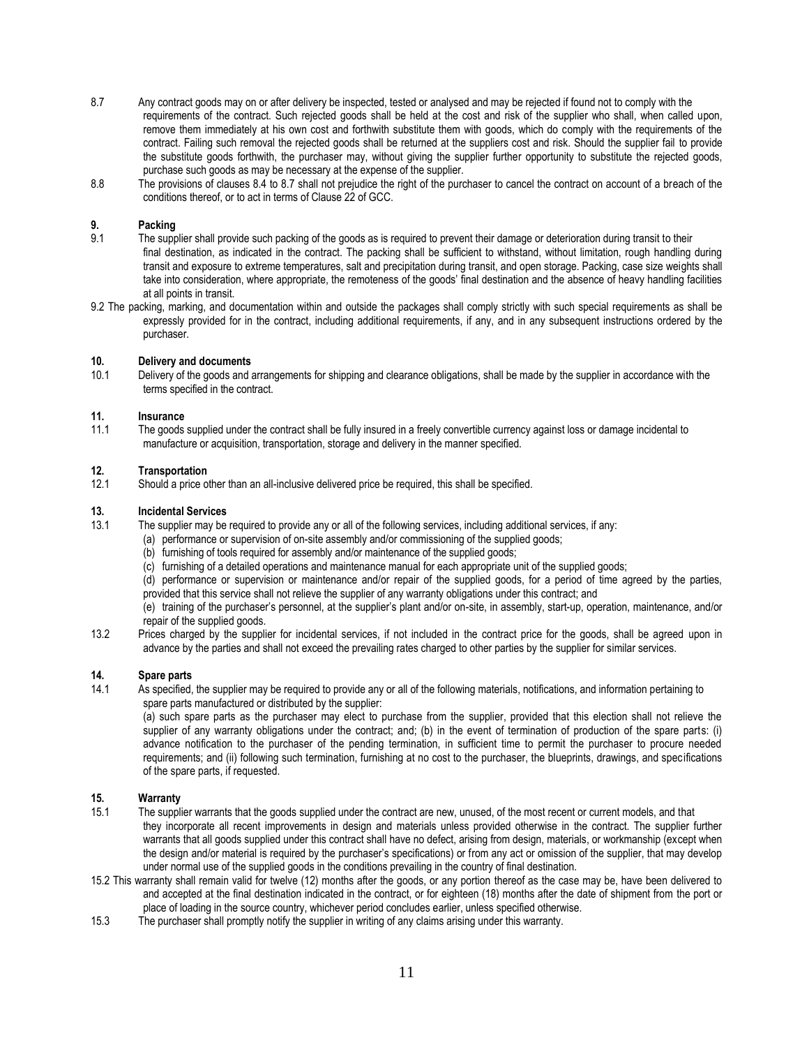8.7 Any contract goods may on or after delivery be inspected, tested or analysed and may be rejected if found not to comply with the requirements of the contract. Such rejected goods shall be held at the cost and risk of the supplier who shall, when called upon, remove them immediately at his own cost and forthwith substitute them with goods, which do comply with the requirements of the contract. Failing such removal the rejected goods shall be returned at the suppliers cost and risk. Should the supplier fail to provide the substitute goods forthwith, the purchaser may, without giving the supplier further opportunity to substitute the rejected goods, purchase such goods as may be necessary at the expense of the supplier.

8.8 The provisions of clauses 8.4 to 8.7 shall not prejudice the right of the purchaser to cancel the contract on account of a breach of the conditions thereof, or to act in terms of Clause 22 of GCC.

## 9. Packing

9.1 The supplier shall provide such packing of the goods as is required to prevent their damage or deterioration during transit to their final destination, as indicated in the contract. The packing shall be sufficient to withstand, without limitation, rough handling during transit and exposure to extreme temperatures, salt and precipitation during transit, and open storage. Packing, case size weights shall take into consideration, where appropriate, the remoteness of the goods' final destination and the absence of heavy handling facilities at all points in transit.

9.2 The packing, marking, and documentation within and outside the packages shall comply strictly with such special requirements as shall be expressly provided for in the contract, including additional requirements, if any, and in any subsequent instructions ordered by the purchaser.

## 10. Delivery and documents

10.1 Delivery of the goods and arrangements for shipping and clearance obligations, shall be made by the supplier in accordance with the terms specified in the contract.

## 11. Insurance

11.1 The goods supplied under the contract shall be fully insured in a freely convertible currency against loss or damage incidental to manufacture or acquisition, transportation, storage and delivery in the manner specified.

## 12. Transportation

12.1 Should a price other than an all-inclusive delivered price be required, this shall be specified.

## 13. Incidental Services

13.1 The supplier may be required to provide any or all of the following services, including additional services, if any:

(a) performance or supervision of on-site assembly and/or commissioning of the supplied goods;

(b) furnishing of tools required for assembly and/or maintenance of the supplied goods;

(c) furnishing of a detailed operations and maintenance manual for each appropriate unit of the supplied goods;

(d) performance or supervision or maintenance and/or repair of the supplied goods, for a period of time agreed by the parties, provided that this service shall not relieve the supplier of any warranty obligations under this contract; and

(e) training of the purchaser's personnel, at the supplier's plant and/or on-site, in assembly, start-up, operation, maintenance, and/or repair of the supplied goods.

13.2 Prices charged by the supplier for incidental services, if not included in the contract price for the goods, shall be agreed upon in advance by the parties and shall not exceed the prevailing rates charged to other parties by the supplier for similar services.

## 14. Spare parts

14.1 As specified, the supplier may be required to provide any or all of the following materials, notifications, and information pertaining to spare parts manufactured or distributed by the supplier:

(a) such spare parts as the purchaser may elect to purchase from the supplier, provided that this election shall not relieve the supplier of any warranty obligations under the contract; and; (b) in the event of termination of production of the spare parts: (i) advance notification to the purchaser of the pending termination, in sufficient time to permit the purchaser to procure needed requirements; and (ii) following such termination, furnishing at no cost to the purchaser, the blueprints, drawings, and specifications of the spare parts, if requested.

## 15. Warranty

15.1 The supplier warrants that the goods supplied under the contract are new, unused, of the most recent or current models, and that they incorporate all recent improvements in design and materials unless provided otherwise in the contract. The supplier further warrants that all goods supplied under this contract shall have no defect, arising from design, materials, or workmanship (except when the design and/or material is required by the purchaser's specifications) or from any act or omission of the supplier, that may develop under normal use of the supplied goods in the conditions prevailing in the country of final destination.

15.2 This warranty shall remain valid for twelve (12) months after the goods, or any portion thereof as the case may be, have been delivered to and accepted at the final destination indicated in the contract, or for eighteen (18) months after the date of shipment from the port or place of loading in the source country, whichever period concludes earlier, unless specified otherwise.

15.3 The purchaser shall promptly notify the supplier in writing of any claims arising under this warranty.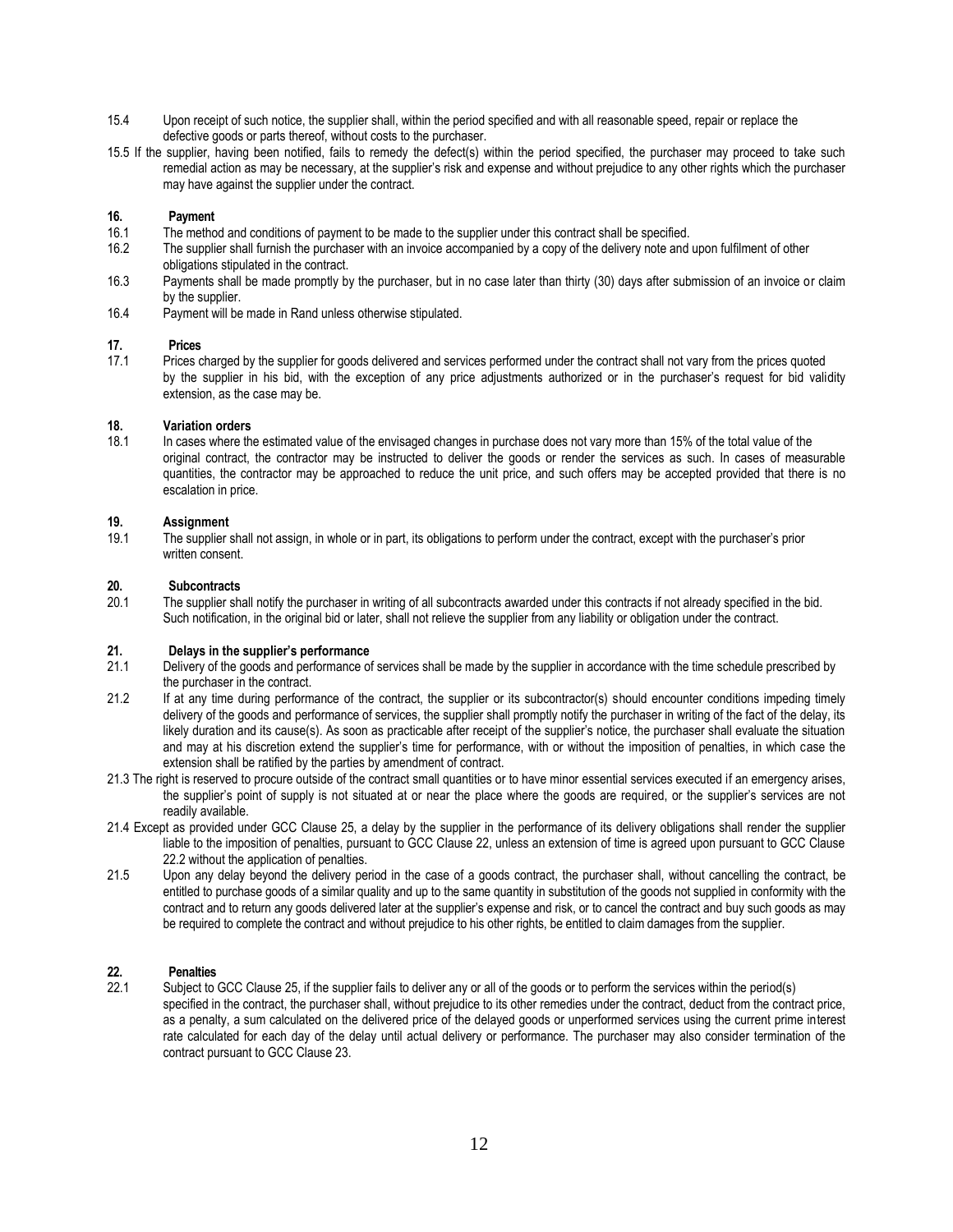15.4 Upon receipt of such notice, the supplier shall, within the period specified and with all reasonable speed, repair or replace the defective goods or parts thereof, without costs to the purchaser.

15.5 If the supplier, having been notified, fails to remedy the defect(s) within the period specified, the purchaser may proceed to take such remedial action as may be necessary, at the supplier's risk and expense and without prejudice to any other rights which the purchaser may have against the supplier under the contract.

### 16. Payment

16.1 The method and conditions of payment to be made to the supplier under this contract shall be specified.

16.2 The supplier shall furnish the purchaser with an invoice accompanied by a copy of the delivery note and upon fulfilment of other obligations stipulated in the contract.

16.3 Payments shall be made promptly by the purchaser, but in no case later than thirty (30) days after submission of an invoice or claim by the supplier.

16.4 Payment will be made in Rand unless otherwise stipulated.

### 17. Prices

17.1 Prices charged by the supplier for goods delivered and services performed under the contract shall not vary from the prices quoted by the supplier in his bid, with the exception of any price adjustments authorized or in the purchaser's request for bid validity extension, as the case may be.

### 18. Variation orders

18.1 In cases where the estimated value of the envisaged changes in purchase does not vary more than 15% of the total value of the original contract, the contractor may be instructed to deliver the goods or render the services as such. In cases of measurable quantities, the contractor may be approached to reduce the unit price, and such offers may be accepted provided that there is no escalation in price.

### 19. Assignment

19.1 The supplier shall not assign, in whole or in part, its obligations to perform under the contract, except with the purchaser's prior written consent.

### 20. Subcontracts

20.1 The supplier shall notify the purchaser in writing of all subcontracts awarded under this contracts if not already specified in the bid. Such notification, in the original bid or later, shall not relieve the supplier from any liability or obligation under the contract.

### 21. Delays in the supplier's performance

21.1 Delivery of the goods and performance of services shall be made by the supplier in accordance with the time schedule prescribed by the purchaser in the contract.

21.2 If at any time during performance of the contract, the supplier or its subcontractor(s) should encounter conditions impeding timely delivery of the goods and performance of services, the supplier shall promptly notify the purchaser in writing of the fact of the delay, its likely duration and its cause(s). As soon as practicable after receipt of the supplier's notice, the purchaser shall evaluate the situation and may at his discretion extend the supplier's time for performance, with or without the imposition of penalties, in which case the extension shall be ratified by the parties by amendment of contract.

21.3 The right is reserved to procure outside of the contract small quantities or to have minor essential services executed if an emergency arises, the supplier's point of supply is not situated at or near the place where the goods are required, or the supplier's services are not readily available.

21.4 Except as provided under GCC Clause 25, a delay by the supplier in the performance of its delivery obligations shall render the supplier liable to the imposition of penalties, pursuant to GCC Clause 22, unless an extension of time is agreed upon pursuant to GCC Clause 22.2 without the application of penalties.

21.5 Upon any delay beyond the delivery period in the case of a goods contract, the purchaser shall, without cancelling the contract, be entitled to purchase goods of a similar quality and up to the same quantity in substitution of the goods not supplied in conformity with the contract and to return any goods delivered later at the supplier's expense and risk, or to cancel the contract and buy such goods as may be required to complete the contract and without prejudice to his other rights, be entitled to claim damages from the supplier.

### 22. Penalties

22.1 Subject to GCC Clause 25, if the supplier fails to deliver any or all of the goods or to perform the services within the period(s) specified in the contract, the purchaser shall, without prejudice to its other remedies under the contract, deduct from the contract price, as a penalty, a sum calculated on the delivered price of the delayed goods or unperformed services using the current prime interest rate calculated for each day of the delay until actual delivery or performance. The purchaser may also consider termination of the contract pursuant to GCC Clause 23.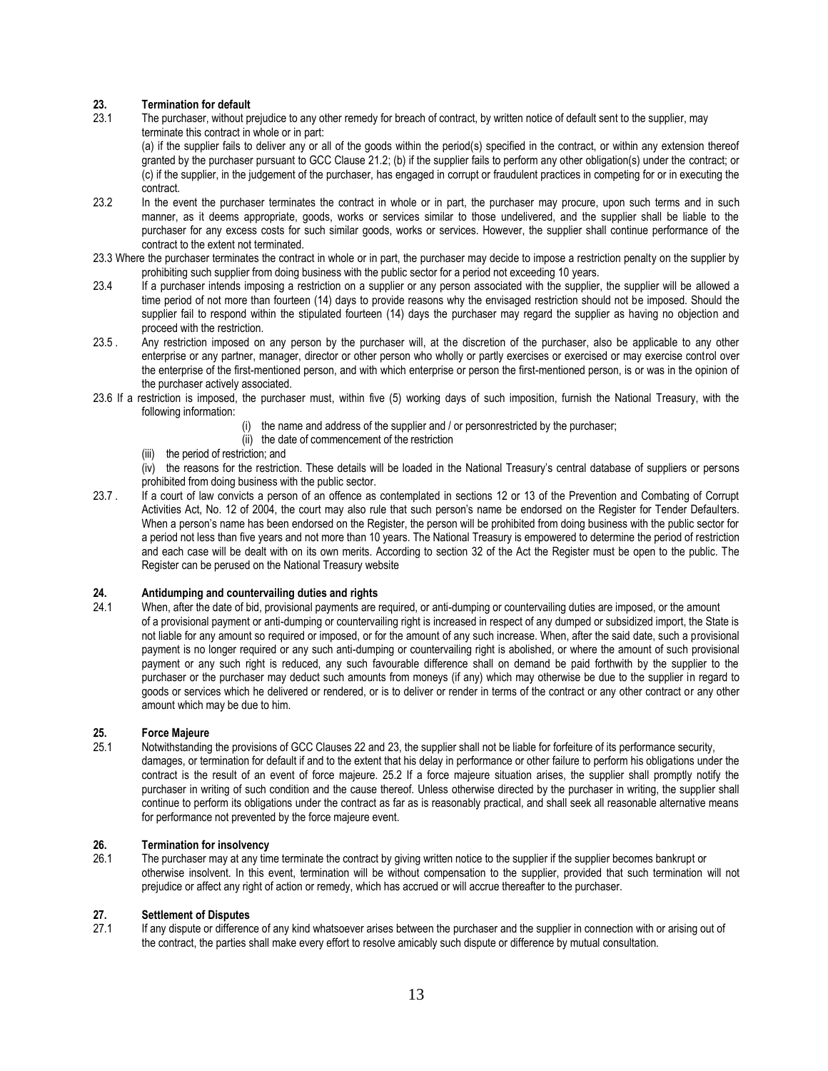**23. Termination for default**

23.1 The purchaser, without prejudice to any other remedy for breach of contract, by written notice of default sent to the supplier, may terminate this contract in whole or in part:
(a) if the supplier fails to deliver any or all of the goods within the period(s) specified in the contract, or within any extension thereof granted by the purchaser pursuant to GCC Clause 21.2; (b) if the supplier fails to perform any other obligation(s) under the contract; or (c) if the supplier, in the judgement of the purchaser, has engaged in corrupt or fraudulent practices in competing for or in executing the contract.

23.2 In the event the purchaser terminates the contract in whole or in part, the purchaser may procure, upon such terms and in such manner, as it deems appropriate, goods, works or services similar to those undelivered, and the supplier shall be liable to the purchaser for any excess costs for such similar goods, works or services. However, the supplier shall continue performance of the contract to the extent not terminated.

23.3 Where the purchaser terminates the contract in whole or in part, the purchaser may decide to impose a restriction penalty on the supplier by prohibiting such supplier from doing business with the public sector for a period not exceeding 10 years.

23.4 If a purchaser intends imposing a restriction on a supplier or any person associated with the supplier, the supplier will be allowed a time period of not more than fourteen (14) days to provide reasons why the envisaged restriction should not be imposed. Should the supplier fail to respond within the stipulated fourteen (14) days the purchaser may regard the supplier as having no objection and proceed with the restriction.

23.5 . Any restriction imposed on any person by the purchaser will, at the discretion of the purchaser, also be applicable to any other enterprise or any partner, manager, director or other person who wholly or partly exercises or exercised or may exercise control over the enterprise of the first-mentioned person, and with which enterprise or person the first-mentioned person, is or was in the opinion of the purchaser actively associated.

23.6 If a restriction is imposed, the purchaser must, within five (5) working days of such imposition, furnish the National Treasury, with the following information:

(i) the name and address of the supplier and / or personrestricted by the purchaser;
(ii) the date of commencement of the restriction
(iii) the period of restriction; and
(iv) the reasons for the restriction. These details will be loaded in the National Treasury's central database of suppliers or persons prohibited from doing business with the public sector.

23.7 . If a court of law convicts a person of an offence as contemplated in sections 12 or 13 of the Prevention and Combating of Corrupt Activities Act, No. 12 of 2004, the court may also rule that such person's name be endorsed on the Register for Tender Defaulters. When a person's name has been endorsed on the Register, the person will be prohibited from doing business with the public sector for a period not less than five years and not more than 10 years. The National Treasury is empowered to determine the period of restriction and each case will be dealt with on its own merits. According to section 32 of the Act the Register must be open to the public. The Register can be perused on the National Treasury website

**24. Antidumping and countervailing duties and rights**

24.1 When, after the date of bid, provisional payments are required, or anti-dumping or countervailing duties are imposed, or the amount of a provisional payment or anti-dumping or countervailing right is increased in respect of any dumped or subsidized import, the State is not liable for any amount so required or imposed, or for the amount of any such increase. When, after the said date, such a provisional payment is no longer required or any such anti-dumping or countervailing right is abolished, or where the amount of such provisional payment or any such right is reduced, any such favourable difference shall on demand be paid forthwith by the supplier to the purchaser or the purchaser may deduct such amounts from moneys (if any) which may otherwise be due to the supplier in regard to goods or services which he delivered or rendered, or is to deliver or render in terms of the contract or any other contract or any other amount which may be due to him.

**25. Force Majeure**

25.1 Notwithstanding the provisions of GCC Clauses 22 and 23, the supplier shall not be liable for forfeiture of its performance security, damages, or termination for default if and to the extent that his delay in performance or other failure to perform his obligations under the contract is the result of an event of force majeure. 25.2 If a force majeure situation arises, the supplier shall promptly notify the purchaser in writing of such condition and the cause thereof. Unless otherwise directed by the purchaser in writing, the supplier shall continue to perform its obligations under the contract as far as is reasonably practical, and shall seek all reasonable alternative means for performance not prevented by the force majeure event.

**26. Termination for insolvency**

26.1 The purchaser may at any time terminate the contract by giving written notice to the supplier if the supplier becomes bankrupt or otherwise insolvent. In this event, termination will be without compensation to the supplier, provided that such termination will not prejudice or affect any right of action or remedy, which has accrued or will accrue thereafter to the purchaser.

**27. Settlement of Disputes**

27.1 If any dispute or difference of any kind whatsoever arises between the purchaser and the supplier in connection with or arising out of the contract, the parties shall make every effort to resolve amicably such dispute or difference by mutual consultation.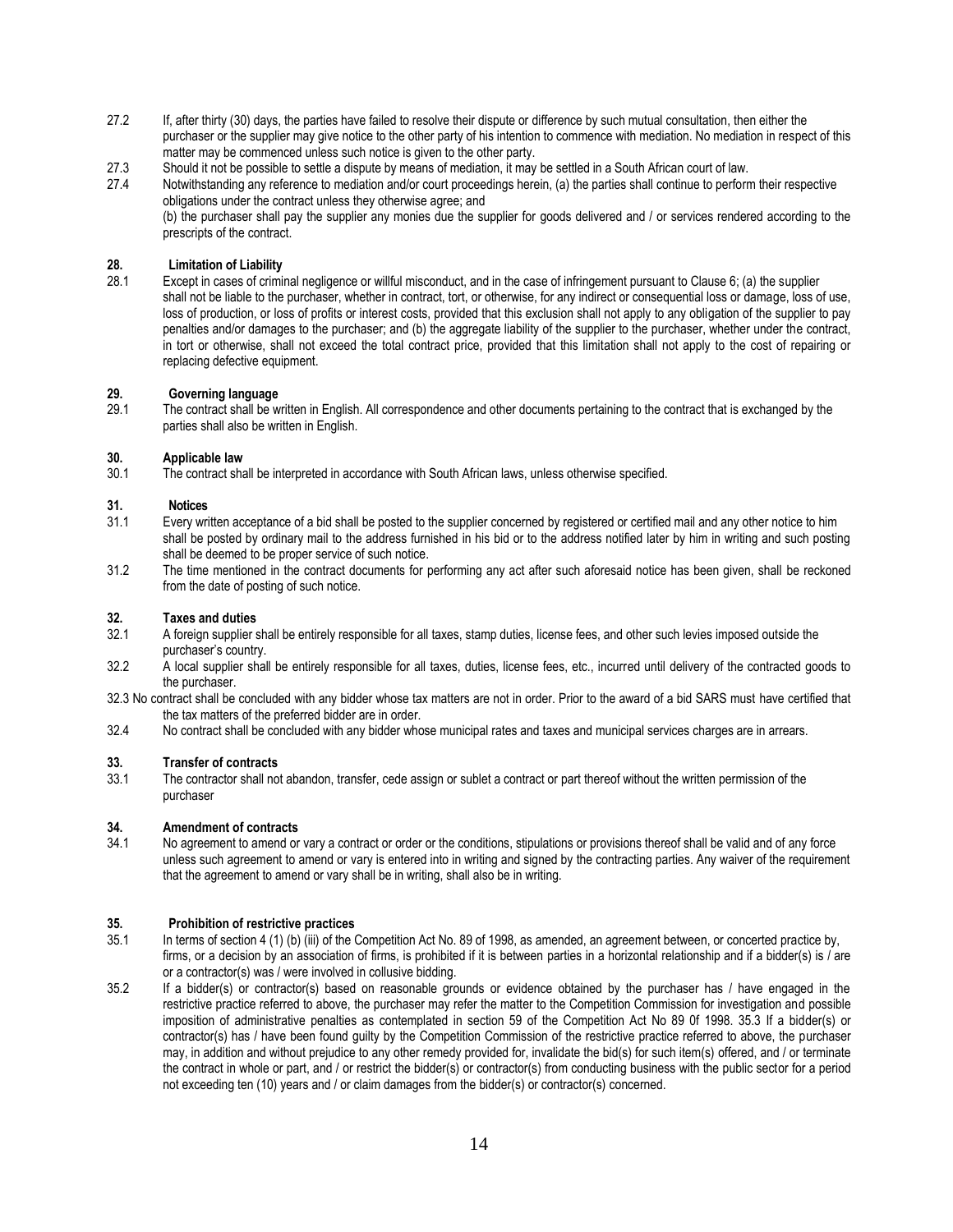27.2 If, after thirty (30) days, the parties have failed to resolve their dispute or difference by such mutual consultation, then either the purchaser or the supplier may give notice to the other party of his intention to commence with mediation. No mediation in respect of this matter may be commenced unless such notice is given to the other party.

27.3 Should it not be possible to settle a dispute by means of mediation, it may be settled in a South African court of law.

27.4 Notwithstanding any reference to mediation and/or court proceedings herein, (a) the parties shall continue to perform their respective obligations under the contract unless they otherwise agree; and
(b) the purchaser shall pay the supplier any monies due the supplier for goods delivered and / or services rendered according to the prescripts of the contract.

**28. Limitation of Liability**

28.1 Except in cases of criminal negligence or willful misconduct, and in the case of infringement pursuant to Clause 6; (a) the supplier shall not be liable to the purchaser, whether in contract, tort, or otherwise, for any indirect or consequential loss or damage, loss of use, loss of production, or loss of profits or interest costs, provided that this exclusion shall not apply to any obligation of the supplier to pay penalties and/or damages to the purchaser; and (b) the aggregate liability of the supplier to the purchaser, whether under the contract, in tort or otherwise, shall not exceed the total contract price, provided that this limitation shall not apply to the cost of repairing or replacing defective equipment.

**29. Governing language**

29.1 The contract shall be written in English. All correspondence and other documents pertaining to the contract that is exchanged by the parties shall also be written in English.

**30. Applicable law**

30.1 The contract shall be interpreted in accordance with South African laws, unless otherwise specified.

**31. Notices**

31.1 Every written acceptance of a bid shall be posted to the supplier concerned by registered or certified mail and any other notice to him shall be posted by ordinary mail to the address furnished in his bid or to the address notified later by him in writing and such posting shall be deemed to be proper service of such notice.

31.2 The time mentioned in the contract documents for performing any act after such aforesaid notice has been given, shall be reckoned from the date of posting of such notice.

**32. Taxes and duties**

32.1 A foreign supplier shall be entirely responsible for all taxes, stamp duties, license fees, and other such levies imposed outside the purchaser's country.

32.2 A local supplier shall be entirely responsible for all taxes, duties, license fees, etc., incurred until delivery of the contracted goods to the purchaser.

32.3 No contract shall be concluded with any bidder whose tax matters are not in order. Prior to the award of a bid SARS must have certified that the tax matters of the preferred bidder are in order.

32.4 No contract shall be concluded with any bidder whose municipal rates and taxes and municipal services charges are in arrears.

**33. Transfer of contracts**

33.1 The contractor shall not abandon, transfer, cede assign or sublet a contract or part thereof without the written permission of the purchaser

**34. Amendment of contracts**

34.1 No agreement to amend or vary a contract or order or the conditions, stipulations or provisions thereof shall be valid and of any force unless such agreement to amend or vary is entered into in writing and signed by the contracting parties. Any waiver of the requirement that the agreement to amend or vary shall be in writing, shall also be in writing.

**35. Prohibition of restrictive practices**

35.1 In terms of section 4 (1) (b) (iii) of the Competition Act No. 89 of 1998, as amended, an agreement between, or concerted practice by, firms, or a decision by an association of firms, is prohibited if it is between parties in a horizontal relationship and if a bidder(s) is / are or a contractor(s) was / were involved in collusive bidding.

35.2 If a bidder(s) or contractor(s) based on reasonable grounds or evidence obtained by the purchaser has / have engaged in the restrictive practice referred to above, the purchaser may refer the matter to the Competition Commission for investigation and possible imposition of administrative penalties as contemplated in section 59 of the Competition Act No 89 0f 1998. 35.3 If a bidder(s) or contractor(s) has / have been found guilty by the Competition Commission of the restrictive practice referred to above, the purchaser may, in addition and without prejudice to any other remedy provided for, invalidate the bid(s) for such item(s) offered, and / or terminate the contract in whole or part, and / or restrict the bidder(s) or contractor(s) from conducting business with the public sector for a period not exceeding ten (10) years and / or claim damages from the bidder(s) or contractor(s) concerned.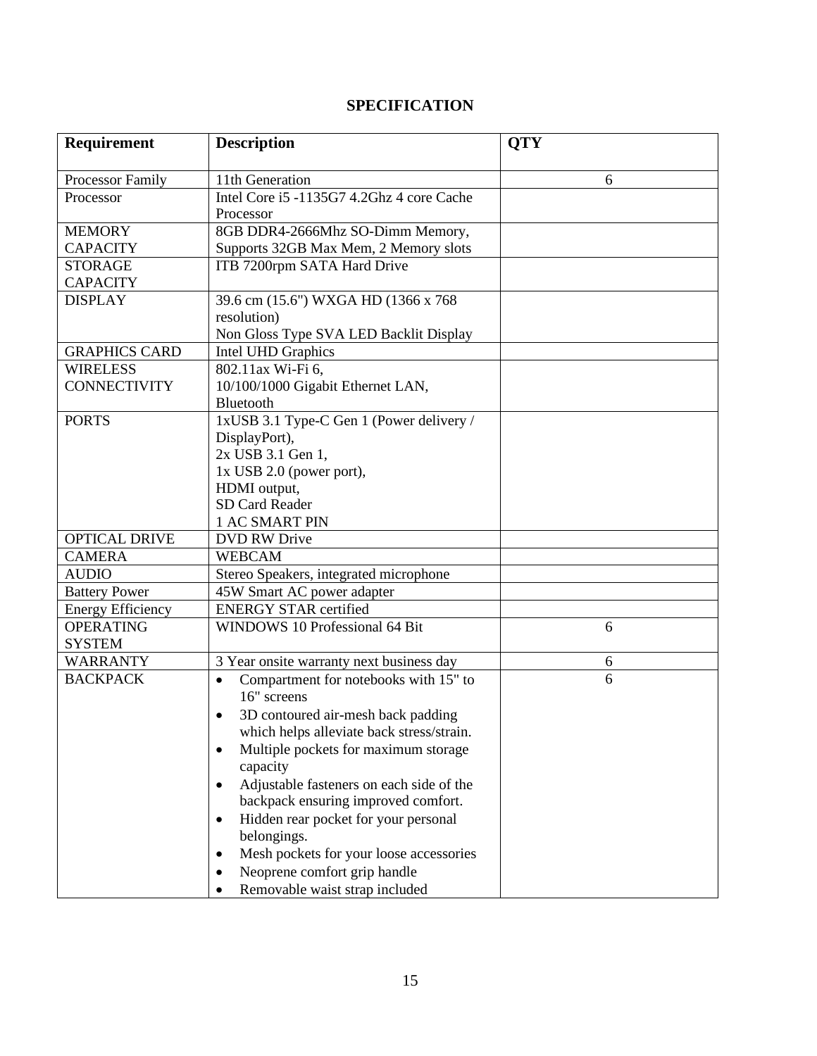# SPECIFICATION

| Requirement | Description | QTY |
|---|---|---|
| Processor Family | 11th Generation | 6 |
| Processor | Intel Core i5 -1135G7 4.2Ghz 4 core Cache Processor | |
| MEMORY CAPACITY | 8GB DDR4-2666Mhz SO-Dimm Memory, Supports 32GB Max Mem, 2 Memory slots | |
| STORAGE CAPACITY | ITB 7200rpm SATA Hard Drive | |
| DISPLAY | 39.6 cm (15.6") WXGA HD (1366 x 768 resolution)<br>Non Gloss Type SVA LED Backlit Display | |
| GRAPHICS CARD | Intel UHD Graphics | |
| WIRELESS CONNECTIVITY | 802.11ax Wi-Fi 6,<br>10/100/1000 Gigabit Ethernet LAN,<br>Bluetooth | |
| PORTS | 1xUSB 3.1 Type-C Gen 1 (Power delivery / DisplayPort),<br>2x USB 3.1 Gen 1,<br>1x USB 2.0 (power port),<br>HDMI output,<br>SD Card Reader<br>1 AC SMART PIN | |
| OPTICAL DRIVE | DVD RW Drive | |
| CAMERA | WEBCAM | |
| AUDIO | Stereo Speakers, integrated microphone | |
| Battery Power | 45W Smart AC power adapter | |
| Energy Efficiency | ENERGY STAR certified | |
| OPERATING SYSTEM | WINDOWS 10 Professional 64 Bit | 6 |
| WARRANTY | 3 Year onsite warranty next business day | 6 |
| BACKPACK | • Compartment for notebooks with 15" to 16" screens<br>• 3D contoured air-mesh back padding which helps alleviate back stress/strain.<br>• Multiple pockets for maximum storage capacity<br>• Adjustable fasteners on each side of the backpack ensuring improved comfort.<br>• Hidden rear pocket for your personal belongings.<br>• Mesh pockets for your loose accessories<br>• Neoprene comfort grip handle<br>• Removable waist strap included | 6 |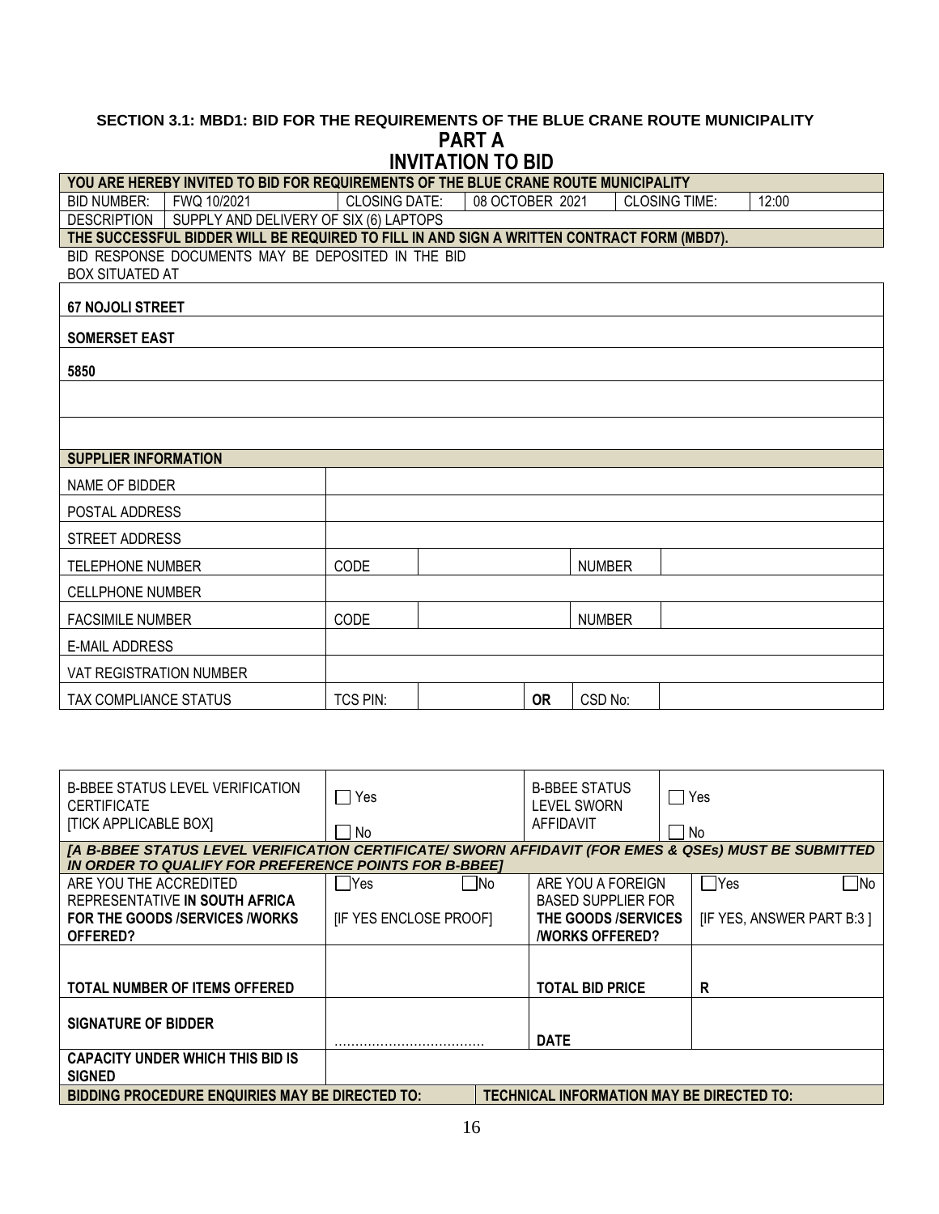### SECTION 3.1: MBD1: BID FOR THE REQUIREMENTS OF THE BLUE CRANE ROUTE MUNICIPALITY

## PART A

## INVITATION TO BID

| YOU ARE HEREBY INVITED TO BID FOR REQUIREMENTS OF THE BLUE CRANE ROUTE MUNICIPALITY | | | | | |
|---|---|---|---|---|---|
| BID NUMBER: | FWQ 10/2021 | CLOSING DATE: | 08 OCTOBER 2021 | CLOSING TIME: | 12:00 |
| DESCRIPTION | SUPPLY AND DELIVERY OF SIX (6) LAPTOPS | | | | |
| **THE SUCCESSFUL BIDDER WILL BE REQUIRED TO FILL IN AND SIGN A WRITTEN CONTRACT FORM (MBD7).** | | | | | |
| BID RESPONSE DOCUMENTS MAY BE DEPOSITED IN THE BID BOX SITUATED AT | | | | | |
| **67 NOJOLI STREET** | | | | | |
| **SOMERSET EAST** | | | | | |
| **5850** | | | | | |
| | | | | | |
| | | | | | |

| **SUPPLIER INFORMATION** | | | | |
|---|---|---|---|---|
| NAME OF BIDDER | | | | |
| POSTAL ADDRESS | | | | |
| STREET ADDRESS | | | | |
| TELEPHONE NUMBER | CODE | | NUMBER | |
| CELLPHONE NUMBER | | | | |
| FACSIMILE NUMBER | CODE | | NUMBER | |
| E-MAIL ADDRESS | | | | |
| VAT REGISTRATION NUMBER | | | | |
| TAX COMPLIANCE STATUS | TCS PIN: | | **OR** CSD No: | |

| B-BBEE STATUS LEVEL VERIFICATION CERTIFICATE [TICK APPLICABLE BOX] | ☐ Yes ☐ No | B-BBEE STATUS LEVEL SWORN AFFIDAVIT | ☐ Yes ☐ No |
|---|---|---|---|
| ***[A B-BBEE STATUS LEVEL VERIFICATION CERTIFICATE/ SWORN AFFIDAVIT (FOR EMES & QSEs) MUST BE SUBMITTED IN ORDER TO QUALIFY FOR PREFERENCE POINTS FOR B-BBEE]*** | | | |
| ARE YOU THE ACCREDITED REPRESENTATIVE **IN SOUTH AFRICA FOR THE GOODS /SERVICES /WORKS OFFERED?** | ☐Yes ☐No [IF YES ENCLOSE PROOF] | ARE YOU A FOREIGN BASED SUPPLIER FOR **THE GOODS /SERVICES /WORKS OFFERED?** | ☐Yes ☐No [IF YES, ANSWER PART B:3 ] |
| **TOTAL NUMBER OF ITEMS OFFERED** | | **TOTAL BID PRICE** | **R** |
| **SIGNATURE OF BIDDER** | ……………………………… | **DATE** | |
| **CAPACITY UNDER WHICH THIS BID IS SIGNED** | | | |
| **BIDDING PROCEDURE ENQUIRIES MAY BE DIRECTED TO:** | | **TECHNICAL INFORMATION MAY BE DIRECTED TO:** | |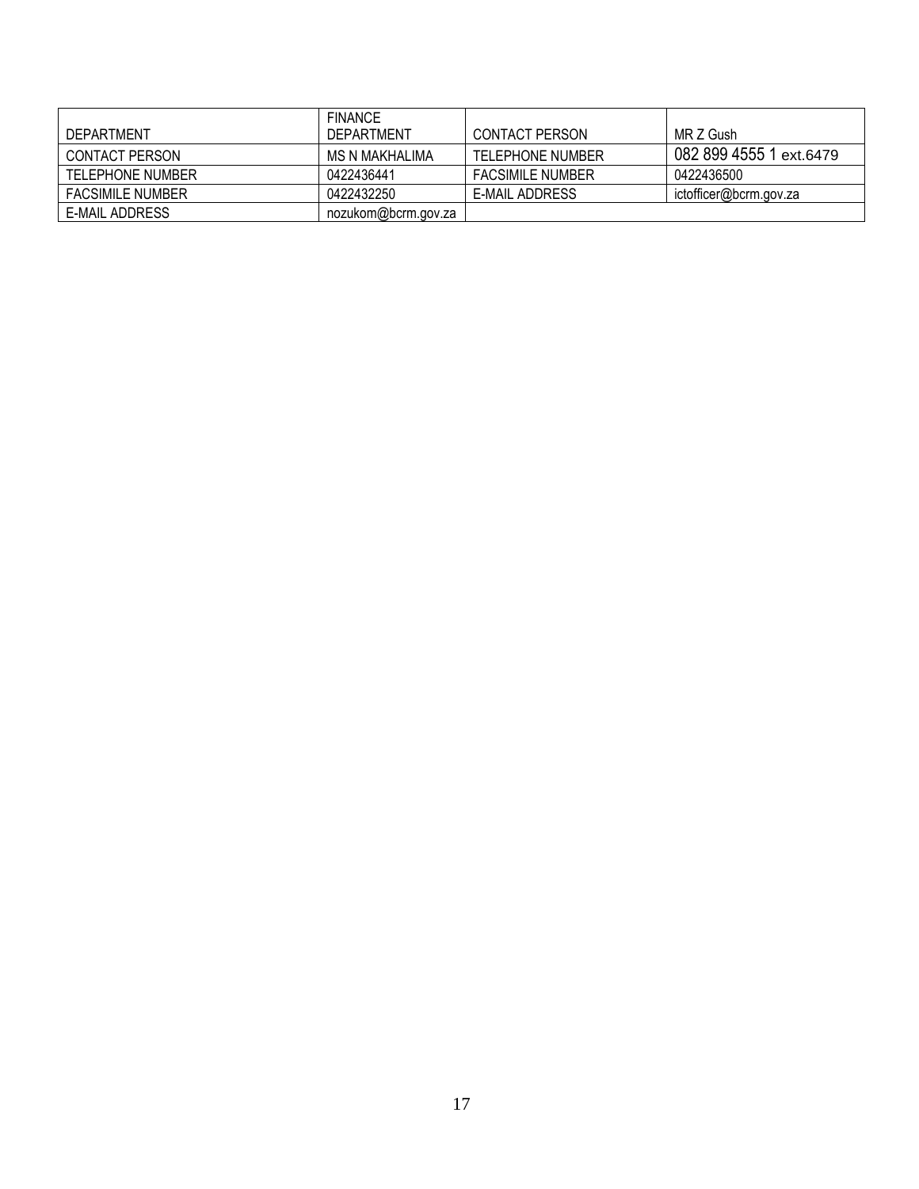| DEPARTMENT | FINANCE DEPARTMENT | CONTACT PERSON | MR Z Gush |
|---|---|---|---|
| CONTACT PERSON | MS N MAKHALIMA | TELEPHONE NUMBER | 082 899 4555 1 ext.6479 |
| TELEPHONE NUMBER | 0422436441 | FACSIMILE NUMBER | 0422436500 |
| FACSIMILE NUMBER | 0422432250 | E-MAIL ADDRESS | ictofficer@bcrm.gov.za |
| E-MAIL ADDRESS | nozukom@bcrm.gov.za | | |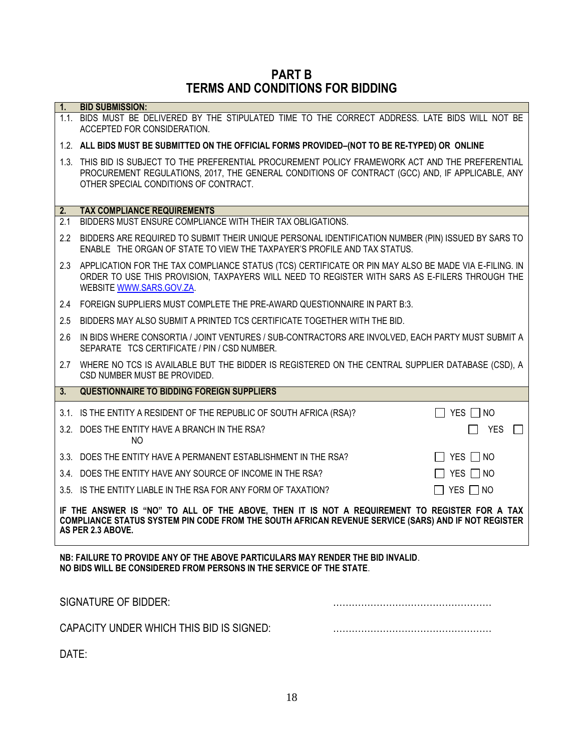# PART B
# TERMS AND CONDITIONS FOR BIDDING

**1. BID SUBMISSION:**

1.1. BIDS MUST BE DELIVERED BY THE STIPULATED TIME TO THE CORRECT ADDRESS. LATE BIDS WILL NOT BE ACCEPTED FOR CONSIDERATION.

1.2. **ALL BIDS MUST BE SUBMITTED ON THE OFFICIAL FORMS PROVIDED–(NOT TO BE RE-TYPED) OR ONLINE**

1.3. THIS BID IS SUBJECT TO THE PREFERENTIAL PROCUREMENT POLICY FRAMEWORK ACT AND THE PREFERENTIAL PROCUREMENT REGULATIONS, 2017, THE GENERAL CONDITIONS OF CONTRACT (GCC) AND, IF APPLICABLE, ANY OTHER SPECIAL CONDITIONS OF CONTRACT.

**2. TAX COMPLIANCE REQUIREMENTS**

2.1 BIDDERS MUST ENSURE COMPLIANCE WITH THEIR TAX OBLIGATIONS.

2.2 BIDDERS ARE REQUIRED TO SUBMIT THEIR UNIQUE PERSONAL IDENTIFICATION NUMBER (PIN) ISSUED BY SARS TO ENABLE THE ORGAN OF STATE TO VIEW THE TAXPAYER'S PROFILE AND TAX STATUS.

2.3 APPLICATION FOR THE TAX COMPLIANCE STATUS (TCS) CERTIFICATE OR PIN MAY ALSO BE MADE VIA E-FILING. IN ORDER TO USE THIS PROVISION, TAXPAYERS WILL NEED TO REGISTER WITH SARS AS E-FILERS THROUGH THE WEBSITE WWW.SARS.GOV.ZA.

2.4 FOREIGN SUPPLIERS MUST COMPLETE THE PRE-AWARD QUESTIONNAIRE IN PART B:3.

2.5 BIDDERS MAY ALSO SUBMIT A PRINTED TCS CERTIFICATE TOGETHER WITH THE BID.

2.6 IN BIDS WHERE CONSORTIA / JOINT VENTURES / SUB-CONTRACTORS ARE INVOLVED, EACH PARTY MUST SUBMIT A SEPARATE TCS CERTIFICATE / PIN / CSD NUMBER.

2.7 WHERE NO TCS IS AVAILABLE BUT THE BIDDER IS REGISTERED ON THE CENTRAL SUPPLIER DATABASE (CSD), A CSD NUMBER MUST BE PROVIDED.

**3. QUESTIONNAIRE TO BIDDING FOREIGN SUPPLIERS**

| | | |
|---|---|---|
| 3.1. | IS THE ENTITY A RESIDENT OF THE REPUBLIC OF SOUTH AFRICA (RSA)? | ☐ YES ☐ NO |
| 3.2. | DOES THE ENTITY HAVE A BRANCH IN THE RSA? | ☐ YES ☐ NO |
| 3.3. | DOES THE ENTITY HAVE A PERMANENT ESTABLISHMENT IN THE RSA? | ☐ YES ☐ NO |
| 3.4. | DOES THE ENTITY HAVE ANY SOURCE OF INCOME IN THE RSA? | ☐ YES ☐ NO |
| 3.5. | IS THE ENTITY LIABLE IN THE RSA FOR ANY FORM OF TAXATION? | ☐ YES ☐ NO |

**IF THE ANSWER IS "NO" TO ALL OF THE ABOVE, THEN IT IS NOT A REQUIREMENT TO REGISTER FOR A TAX COMPLIANCE STATUS SYSTEM PIN CODE FROM THE SOUTH AFRICAN REVENUE SERVICE (SARS) AND IF NOT REGISTER AS PER 2.3 ABOVE.**

**NB: FAILURE TO PROVIDE ANY OF THE ABOVE PARTICULARS MAY RENDER THE BID INVALID.**
**NO BIDS WILL BE CONSIDERED FROM PERSONS IN THE SERVICE OF THE STATE.**

SIGNATURE OF BIDDER: ……………………………………………

CAPACITY UNDER WHICH THIS BID IS SIGNED: ……………………………………………

DATE: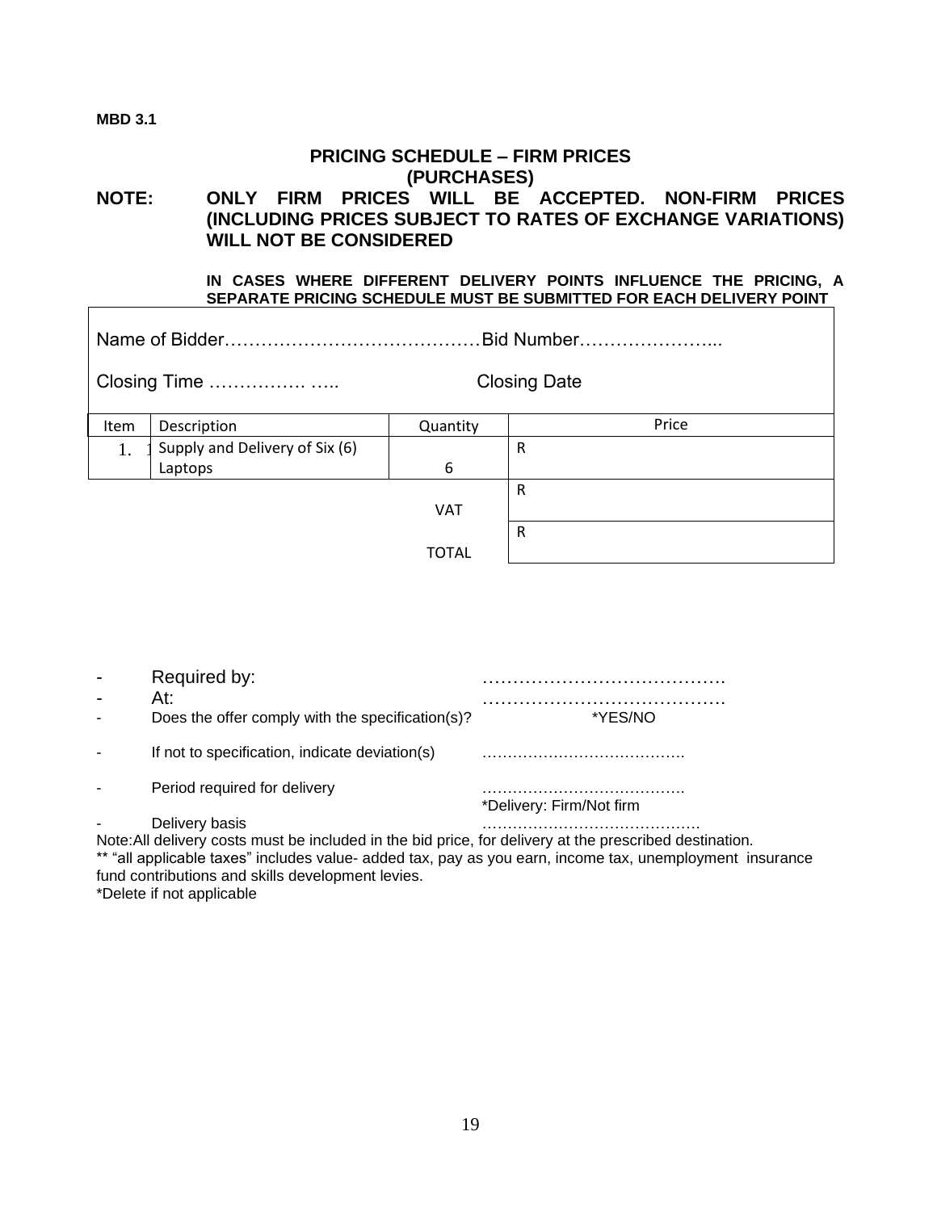**MBD 3.1**

## PRICING SCHEDULE – FIRM PRICES (PURCHASES)

**NOTE: ONLY FIRM PRICES WILL BE ACCEPTED. NON-FIRM PRICES (INCLUDING PRICES SUBJECT TO RATES OF EXCHANGE VARIATIONS) WILL NOT BE CONSIDERED**

**IN CASES WHERE DIFFERENT DELIVERY POINTS INFLUENCE THE PRICING, A SEPARATE PRICING SCHEDULE MUST BE SUBMITTED FOR EACH DELIVERY POINT**

Name of Bidder……………………………………Bid Number…………………..

Closing Time ……………. ….. Closing Date

| Item | Description | Quantity | Price |
|---|---|---|---|
| 1. | Supply and Delivery of Six (6) Laptops | 6 | R |
| | | VAT | R |
| | | TOTAL | R |

- Required by: ………………………………….
- At: ………………………………….
- Does the offer comply with the specification(s)? *YES/NO
- If not to specification, indicate deviation(s) ………………………………….
- Period required for delivery ………………………………….
  *Delivery: Firm/Not firm
- Delivery basis …………………………………….

Note:All delivery costs must be included in the bid price, for delivery at the prescribed destination.

** "all applicable taxes" includes value- added tax, pay as you earn, income tax, unemployment insurance fund contributions and skills development levies.

*Delete if not applicable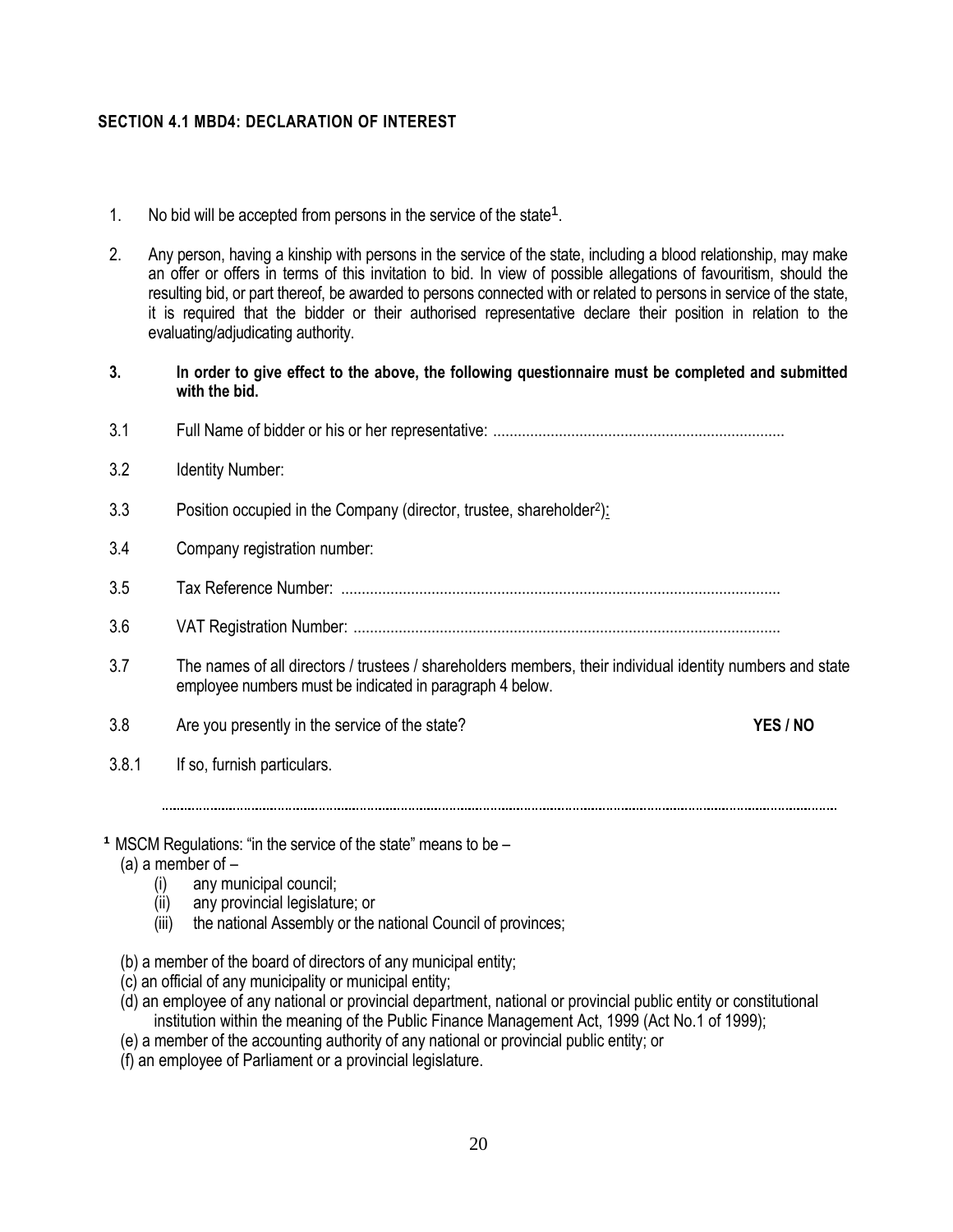## SECTION 4.1 MBD4: DECLARATION OF INTEREST

1. No bid will be accepted from persons in the service of the state[1].

2. Any person, having a kinship with persons in the service of the state, including a blood relationship, may make an offer or offers in terms of this invitation to bid. In view of possible allegations of favouritism, should the resulting bid, or part thereof, be awarded to persons connected with or related to persons in service of the state, it is required that the bidder or their authorised representative declare their position in relation to the evaluating/adjudicating authority.

3. **In order to give effect to the above, the following questionnaire must be completed and submitted with the bid.**

3.1 Full Name of bidder or his or her representative: ......................................................................

3.2 Identity Number:

3.3 Position occupied in the Company (director, trustee, shareholder[2]):

3.4 Company registration number:

3.5 Tax Reference Number: ..........................................................................................................

3.6 VAT Registration Number: .......................................................................................................

3.7 The names of all directors / trustees / shareholders members, their individual identity numbers and state employee numbers must be indicated in paragraph 4 below.

3.8 Are you presently in the service of the state? **YES / NO**

3.8.1 If so, furnish particulars.

..........................................................................................................................................................................

[1] MSCM Regulations: "in the service of the state" means to be –

(a) a member of –
   (i) any municipal council;
   (ii) any provincial legislature; or
   (iii) the national Assembly or the national Council of provinces;

(b) a member of the board of directors of any municipal entity;
(c) an official of any municipality or municipal entity;
(d) an employee of any national or provincial department, national or provincial public entity or constitutional institution within the meaning of the Public Finance Management Act, 1999 (Act No.1 of 1999);
(e) a member of the accounting authority of any national or provincial public entity; or
(f) an employee of Parliament or a provincial legislature.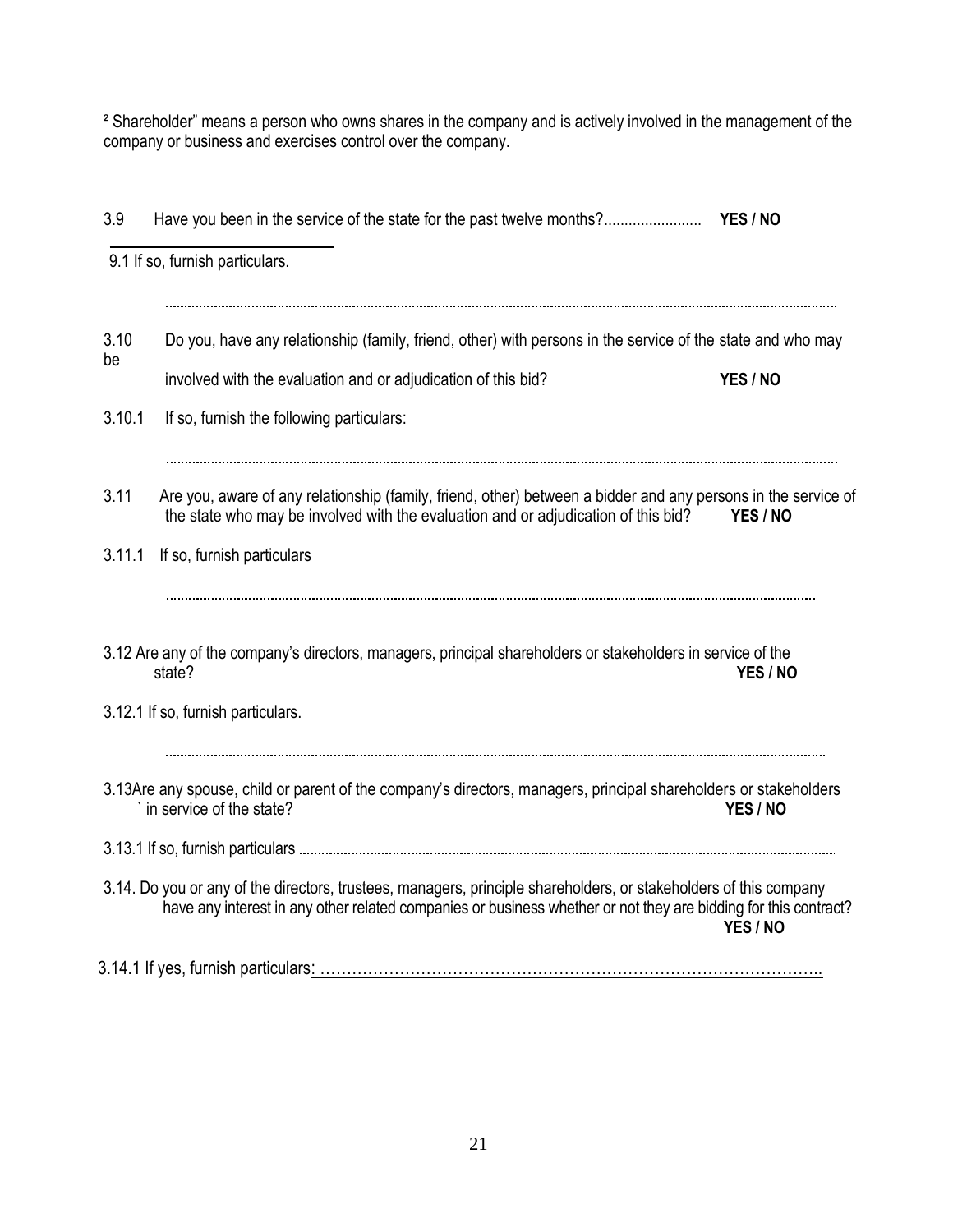[2] Shareholder" means a person who owns shares in the company and is actively involved in the management of the company or business and exercises control over the company.

3.9 Have you been in the service of the state for the past twelve months?........................ **YES / NO**

9.1 If so, furnish particulars.

.......................................................................................................................................................

3.10 Do you, have any relationship (family, friend, other) with persons in the service of the state and who may be involved with the evaluation and or adjudication of this bid? **YES / NO**

3.10.1 If so, furnish the following particulars:

.......................................................................................................................................................

3.11 Are you, aware of any relationship (family, friend, other) between a bidder and any persons in the service of the state who may be involved with the evaluation and or adjudication of this bid? **YES / NO**

3.11.1 If so, furnish particulars

.......................................................................................................................................................

3.12 Are any of the company's directors, managers, principal shareholders or stakeholders in service of the state? **YES / NO**

3.12.1 If so, furnish particulars.

.......................................................................................................................................................

3.13Are any spouse, child or parent of the company's directors, managers, principal shareholders or stakeholders ` in service of the state? **YES / NO**

3.13.1 If so, furnish particulars .......................................................................................................................

3.14. Do you or any of the directors, trustees, managers, principle shareholders, or stakeholders of this company have any interest in any other related companies or business whether or not they are bidding for this contract? **YES / NO**

3.14.1 If yes, furnish particulars: ………………………………………………………………………………..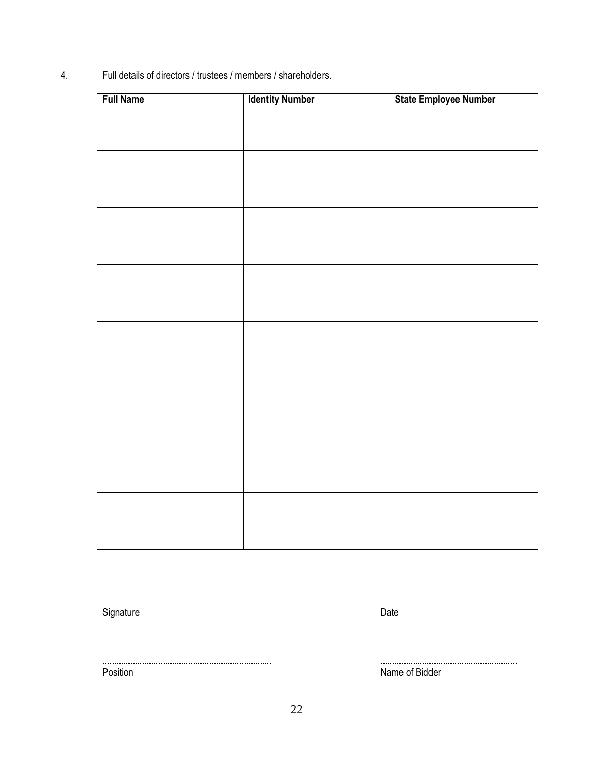4. Full details of directors / trustees / members / shareholders.

| **Full Name** | **Identity Number** | **State Employee Number** |
|---|---|---|
| | | |
| | | |
| | | |
| | | |
| | | |
| | | |
| | | |

Signature ........................................................................ Date

........................................................................ 

Position ........................................................................ Name of Bidder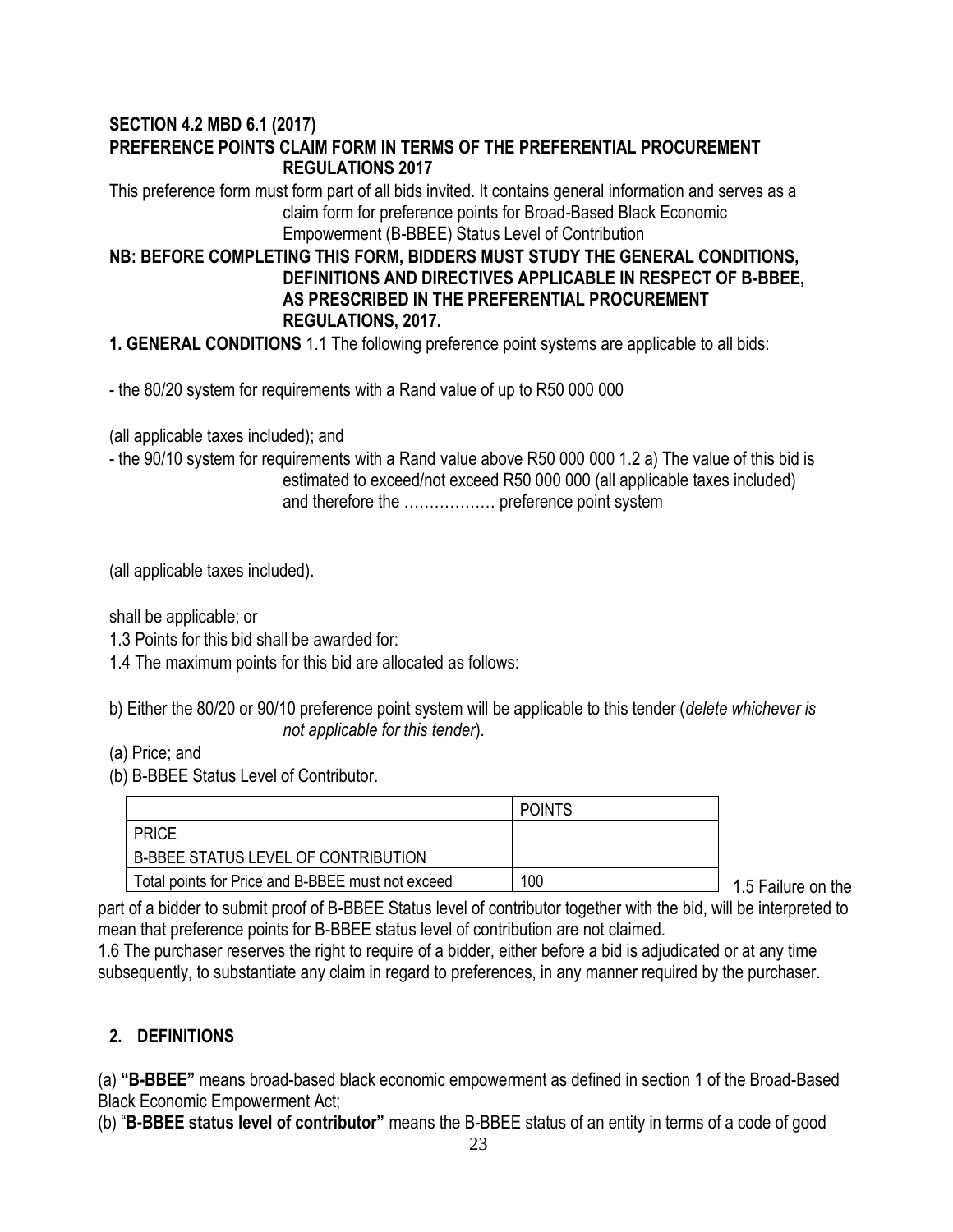**SECTION 4.2 MBD 6.1 (2017)**

**PREFERENCE POINTS CLAIM FORM IN TERMS OF THE PREFERENTIAL PROCUREMENT REGULATIONS 2017**

This preference form must form part of all bids invited. It contains general information and serves as a claim form for preference points for Broad-Based Black Economic Empowerment (B-BBEE) Status Level of Contribution

**NB: BEFORE COMPLETING THIS FORM, BIDDERS MUST STUDY THE GENERAL CONDITIONS, DEFINITIONS AND DIRECTIVES APPLICABLE IN RESPECT OF B-BBEE, AS PRESCRIBED IN THE PREFERENTIAL PROCUREMENT REGULATIONS, 2017.**

**1. GENERAL CONDITIONS** 1.1 The following preference point systems are applicable to all bids:

- the 80/20 system for requirements with a Rand value of up to R50 000 000

(all applicable taxes included); and

- the 90/10 system for requirements with a Rand value above R50 000 000 1.2 a) The value of this bid is estimated to exceed/not exceed R50 000 000 (all applicable taxes included) and therefore the ……………… preference point system

(all applicable taxes included).

shall be applicable; or

1.3 Points for this bid shall be awarded for:

1.4 The maximum points for this bid are allocated as follows:

b) Either the 80/20 or 90/10 preference point system will be applicable to this tender (*delete whichever is not applicable for this tender*).

(a) Price; and

(b) B-BBEE Status Level of Contributor.

| | POINTS |
|---|---|
| PRICE | |
| B-BBEE STATUS LEVEL OF CONTRIBUTION | |
| Total points for Price and B-BBEE must not exceed | 100 |

1.5 Failure on the part of a bidder to submit proof of B-BBEE Status level of contributor together with the bid, will be interpreted to mean that preference points for B-BBEE status level of contribution are not claimed.

1.6 The purchaser reserves the right to require of a bidder, either before a bid is adjudicated or at any time subsequently, to substantiate any claim in regard to preferences, in any manner required by the purchaser.

## 2. DEFINITIONS

(a) **"B-BBEE"** means broad-based black economic empowerment as defined in section 1 of the Broad-Based Black Economic Empowerment Act;

(b) "**B-BBEE status level of contributor"** means the B-BBEE status of an entity in terms of a code of good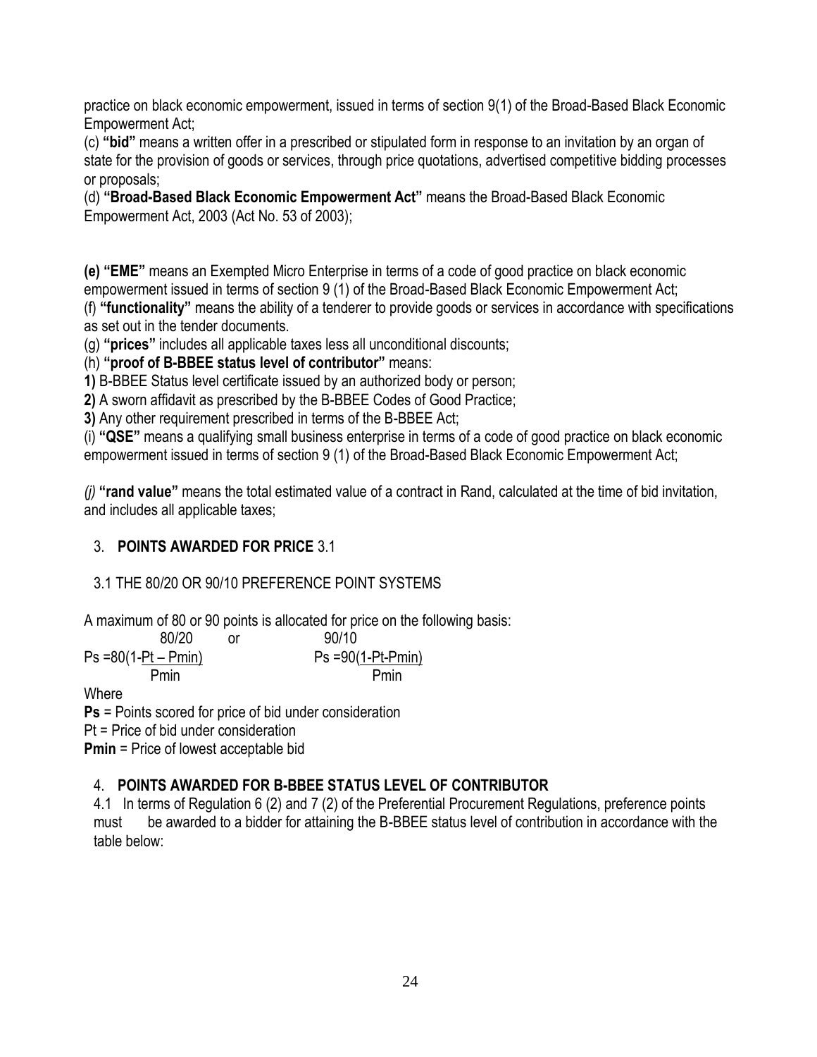practice on black economic empowerment, issued in terms of section 9(1) of the Broad-Based Black Economic Empowerment Act;

(c) **"bid"** means a written offer in a prescribed or stipulated form in response to an invitation by an organ of state for the provision of goods or services, through price quotations, advertised competitive bidding processes or proposals;

(d) **"Broad-Based Black Economic Empowerment Act"** means the Broad-Based Black Economic Empowerment Act, 2003 (Act No. 53 of 2003);

**(e) "EME"** means an Exempted Micro Enterprise in terms of a code of good practice on black economic empowerment issued in terms of section 9 (1) of the Broad-Based Black Economic Empowerment Act;

(f) **"functionality"** means the ability of a tenderer to provide goods or services in accordance with specifications as set out in the tender documents.

(g) **"prices"** includes all applicable taxes less all unconditional discounts;

(h) **"proof of B-BBEE status level of contributor"** means:

**1)** B-BBEE Status level certificate issued by an authorized body or person;

**2)** A sworn affidavit as prescribed by the B-BBEE Codes of Good Practice;

**3)** Any other requirement prescribed in terms of the B-BBEE Act;

(i) **"QSE"** means a qualifying small business enterprise in terms of a code of good practice on black economic empowerment issued in terms of section 9 (1) of the Broad-Based Black Economic Empowerment Act;

*(j)* **"rand value"** means the total estimated value of a contract in Rand, calculated at the time of bid invitation, and includes all applicable taxes;

## 3. POINTS AWARDED FOR PRICE 3.1

### 3.1 THE 80/20 OR 90/10 PREFERENCE POINT SYSTEMS

A maximum of 80 or 90 points is allocated for price on the following basis:

80/20 or 90/10

$$Ps = 80\left(1 - \frac{Pt - Pmin}{Pmin}\right) \qquad Ps = 90\left(1 - \frac{Pt - Pmin}{Pmin}\right)$$

Where

**Ps** = Points scored for price of bid under consideration

Pt = Price of bid under consideration

**Pmin** = Price of lowest acceptable bid

## 4. POINTS AWARDED FOR B-BBEE STATUS LEVEL OF CONTRIBUTOR

4.1 In terms of Regulation 6 (2) and 7 (2) of the Preferential Procurement Regulations, preference points must be awarded to a bidder for attaining the B-BBEE status level of contribution in accordance with the table below: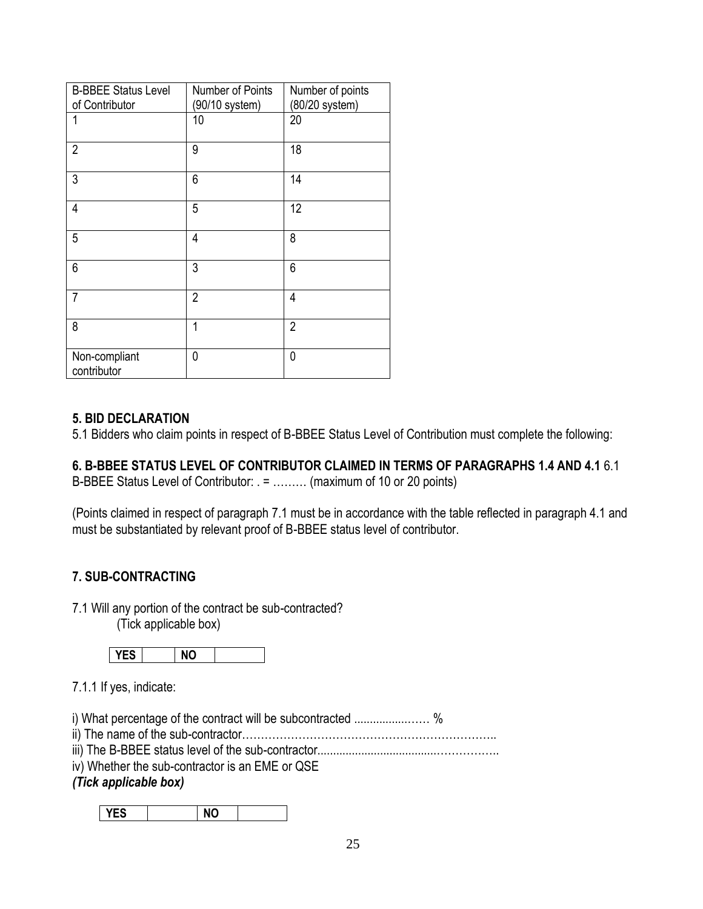| B-BBEE Status Level of Contributor | Number of Points (90/10 system) | Number of points (80/20 system) |
|---|---|---|
| 1 | 10 | 20 |
| 2 | 9 | 18 |
| 3 | 6 | 14 |
| 4 | 5 | 12 |
| 5 | 4 | 8 |
| 6 | 3 | 6 |
| 7 | 2 | 4 |
| 8 | 1 | 2 |
| Non-compliant contributor | 0 | 0 |

**5. BID DECLARATION**

5.1 Bidders who claim points in respect of B-BBEE Status Level of Contribution must complete the following:

**6. B-BBEE STATUS LEVEL OF CONTRIBUTOR CLAIMED IN TERMS OF PARAGRAPHS 1.4 AND 4.1** 6.1 B-BBEE Status Level of Contributor: . = ……… (maximum of 10 or 20 points)

(Points claimed in respect of paragraph 7.1 must be in accordance with the table reflected in paragraph 4.1 and must be substantiated by relevant proof of B-BBEE status level of contributor.

**7. SUB-CONTRACTING**

7.1 Will any portion of the contract be sub-contracted?
(Tick applicable box)

| YES | | NO | |
|---|---|---|---|

7.1.1 If yes, indicate:

i) What percentage of the contract will be subcontracted ...................…… %
ii) The name of the sub-contractor…………………………………………………………..
iii) The B-BBEE status level of the sub-contractor......................................……………..
iv) Whether the sub-contractor is an EME or QSE
***(Tick applicable box)***

| YES | | NO | |
|---|---|---|---|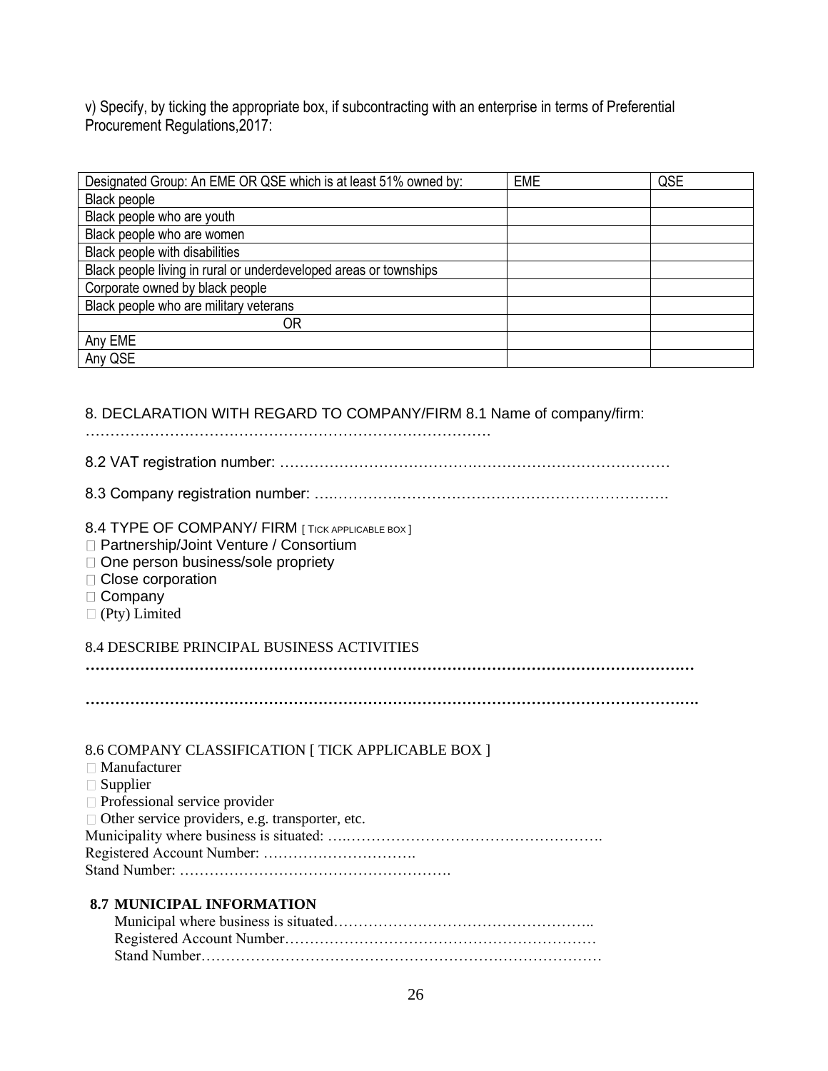v) Specify, by ticking the appropriate box, if subcontracting with an enterprise in terms of Preferential Procurement Regulations,2017:

| Designated Group: An EME OR QSE which is at least 51% owned by: | EME | QSE |
|---|---|---|
| Black people | | |
| Black people who are youth | | |
| Black people who are women | | |
| Black people with disabilities | | |
| Black people living in rural or underdeveloped areas or townships | | |
| Corporate owned by black people | | |
| Black people who are military veterans | | |
| OR | | |
| Any EME | | |
| Any QSE | | |

8. DECLARATION WITH REGARD TO COMPANY/FIRM 8.1 Name of company/firm: ……………………………………………………………………….

8.2 VAT registration number: ……………………………………………………………………

8.3 Company registration number: ……………………………………………………………….

8.4 TYPE OF COMPANY/ FIRM [ TICK APPLICABLE BOX ]

- ☐ Partnership/Joint Venture / Consortium
- ☐ One person business/sole propriety
- ☐ Close corporation
- ☐ Company
- ☐ (Pty) Limited

8.4 DESCRIBE PRINCIPAL BUSINESS ACTIVITIES

……………………………………………………………………………………………………………

……………………………………………………………………………………………………………

8.6 COMPANY CLASSIFICATION [ TICK APPLICABLE BOX ]

- ☐ Manufacturer
- ☐ Supplier
- ☐ Professional service provider
- ☐ Other service providers, e.g. transporter, etc.

Municipality where business is situated: ……………………………………………….
Registered Account Number: ………………………….
Stand Number: ……………………………………………….

**8.7 MUNICIPAL INFORMATION**

Municipal where business is situated……………………………………………..
Registered Account Number……………………………………………………
Stand Number…………………………………………………………………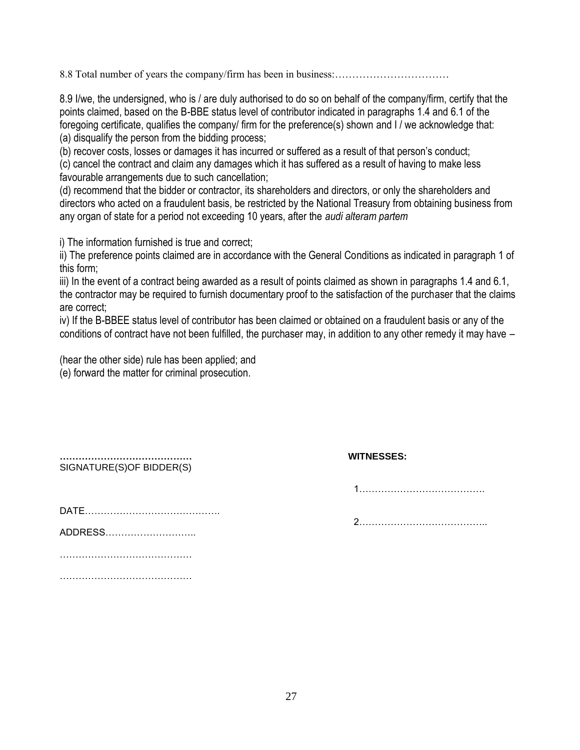8.8 Total number of years the company/firm has been in business:……………………………

8.9 I/we, the undersigned, who is / are duly authorised to do so on behalf of the company/firm, certify that the points claimed, based on the B-BBE status level of contributor indicated in paragraphs 1.4 and 6.1 of the foregoing certificate, qualifies the company/ firm for the preference(s) shown and I / we acknowledge that:
(a) disqualify the person from the bidding process;
(b) recover costs, losses or damages it has incurred or suffered as a result of that person's conduct;
(c) cancel the contract and claim any damages which it has suffered as a result of having to make less favourable arrangements due to such cancellation;
(d) recommend that the bidder or contractor, its shareholders and directors, or only the shareholders and directors who acted on a fraudulent basis, be restricted by the National Treasury from obtaining business from any organ of state for a period not exceeding 10 years, after the *audi alteram partem*

i) The information furnished is true and correct;
ii) The preference points claimed are in accordance with the General Conditions as indicated in paragraph 1 of this form;
iii) In the event of a contract being awarded as a result of points claimed as shown in paragraphs 1.4 and 6.1, the contractor may be required to furnish documentary proof to the satisfaction of the purchaser that the claims are correct;
iv) If the B-BBEE status level of contributor has been claimed or obtained on a fraudulent basis or any of the conditions of contract have not been fulfilled, the purchaser may, in addition to any other remedy it may have –

(hear the other side) rule has been applied; and
(e) forward the matter for criminal prosecution.

**……………………………………**
SIGNATURE(S)OF BIDDER(S)

DATE…………………………………….

ADDRESS………………………..

……………………………………

……………………………………

**WITNESSES:**

1………………………………….

2…………………………………..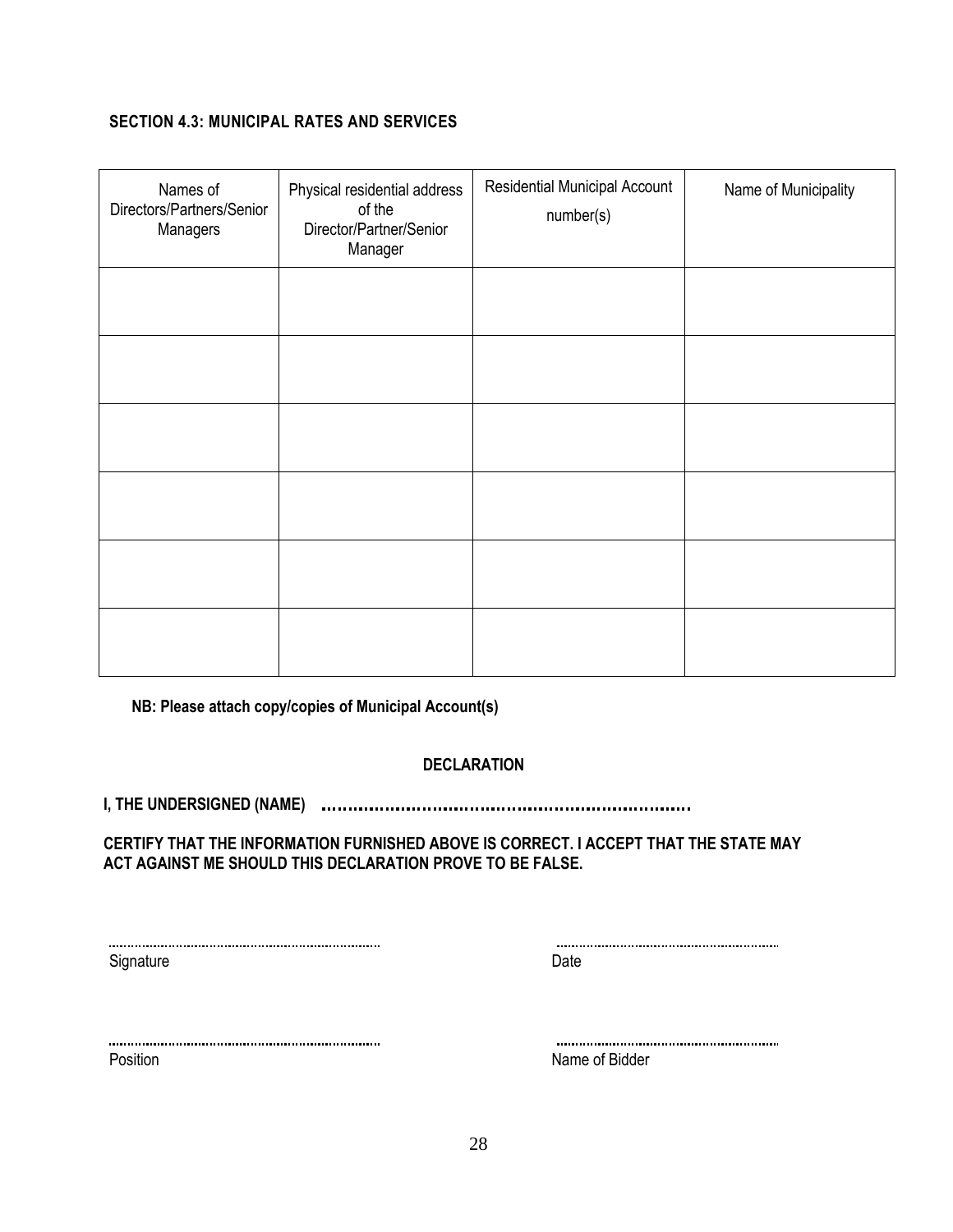**SECTION 4.3: MUNICIPAL RATES AND SERVICES**

| Names of Directors/Partners/Senior Managers | Physical residential address of the Director/Partner/Senior Manager | Residential Municipal Account number(s) | Name of Municipality |
|---|---|---|---|
| | | | |
| | | | |
| | | | |
| | | | |
| | | | |
| | | | |

**NB: Please attach copy/copies of Municipal Account(s)**

**DECLARATION**

**I, THE UNDERSIGNED (NAME) ..................................................................**

**CERTIFY THAT THE INFORMATION FURNISHED ABOVE IS CORRECT. I ACCEPT THAT THE STATE MAY ACT AGAINST ME SHOULD THIS DECLARATION PROVE TO BE FALSE.**

.......................................................................... ..............................................................

Signature Date

.......................................................................... ..............................................................

Position Name of Bidder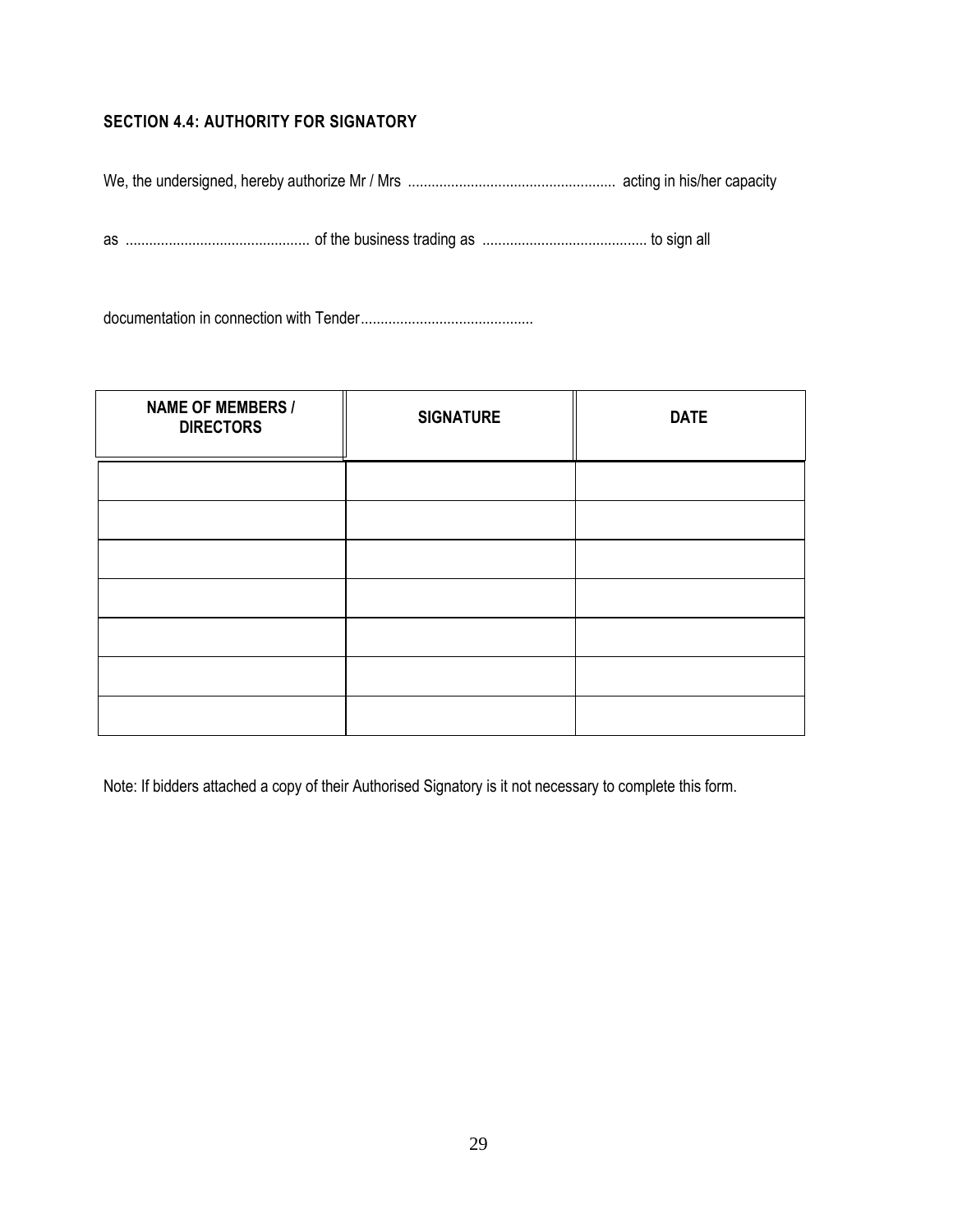### SECTION 4.4: AUTHORITY FOR SIGNATORY

We, the undersigned, hereby authorize Mr / Mrs .................................................... acting in his/her capacity

as .............................................. of the business trading as .......................................... to sign all

documentation in connection with Tender............................................

| NAME OF MEMBERS / DIRECTORS | SIGNATURE | DATE |
|---|---|---|
| | | |
| | | |
| | | |
| | | |
| | | |
| | | |
| | | |

Note: If bidders attached a copy of their Authorised Signatory is it not necessary to complete this form.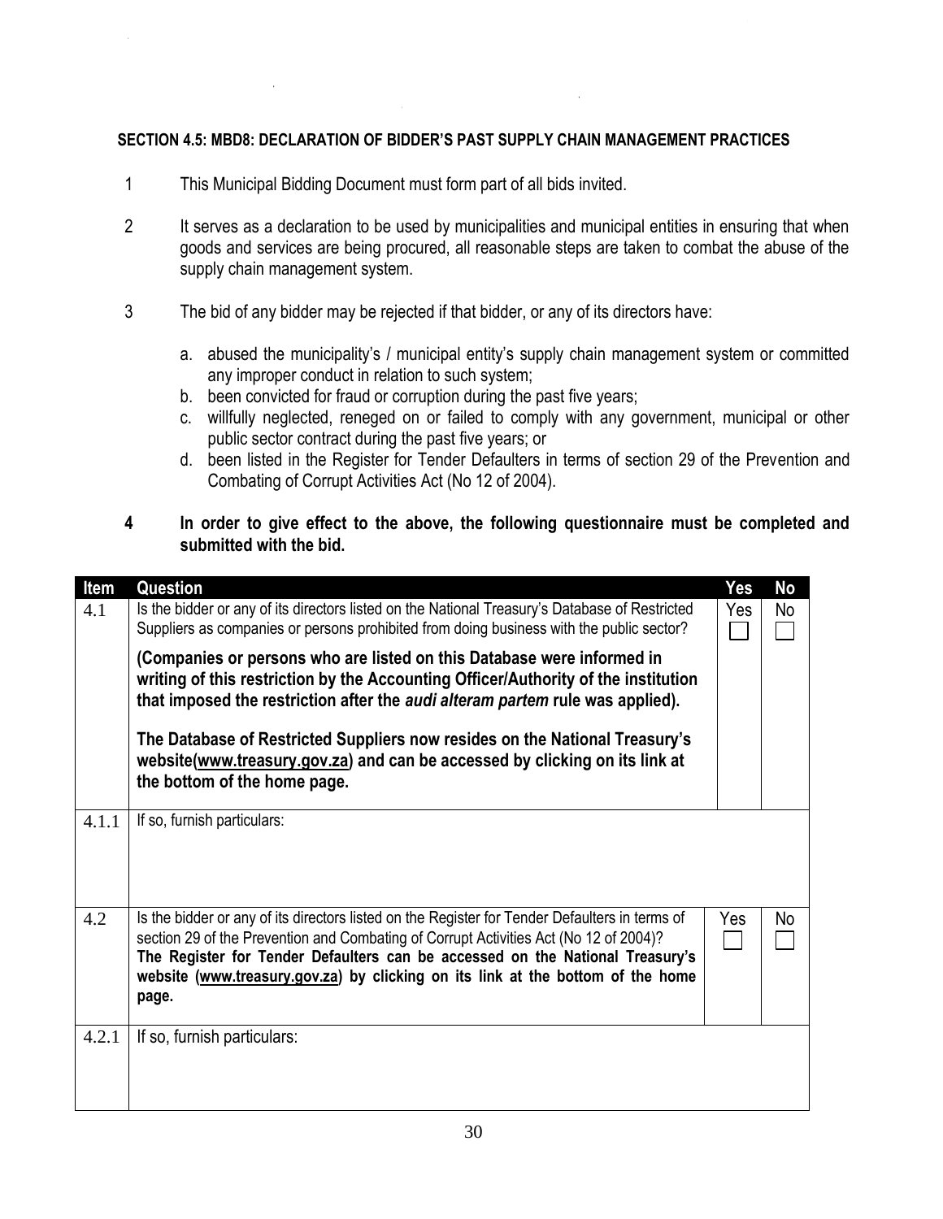**SECTION 4.5: MBD8: DECLARATION OF BIDDER'S PAST SUPPLY CHAIN MANAGEMENT PRACTICES**

1. This Municipal Bidding Document must form part of all bids invited.

2. It serves as a declaration to be used by municipalities and municipal entities in ensuring that when goods and services are being procured, all reasonable steps are taken to combat the abuse of the supply chain management system.

3. The bid of any bidder may be rejected if that bidder, or any of its directors have:

   a. abused the municipality's / municipal entity's supply chain management system or committed any improper conduct in relation to such system;
   b. been convicted for fraud or corruption during the past five years;
   c. willfully neglected, reneged on or failed to comply with any government, municipal or other public sector contract during the past five years; or
   d. been listed in the Register for Tender Defaulters in terms of section 29 of the Prevention and Combating of Corrupt Activities Act (No 12 of 2004).

4. **In order to give effect to the above, the following questionnaire must be completed and submitted with the bid.**

| Item | Question | Yes | No |
|---|---|---|---|
| 4.1 | Is the bidder or any of its directors listed on the National Treasury's Database of Restricted Suppliers as companies or persons prohibited from doing business with the public sector?<br><br>**(Companies or persons who are listed on this Database were informed in writing of this restriction by the Accounting Officer/Authority of the institution that imposed the restriction after the *audi alteram partem* rule was applied).**<br><br>**The Database of Restricted Suppliers now resides on the National Treasury's website(www.treasury.gov.za) and can be accessed by clicking on its link at the bottom of the home page.** | Yes ☐ | No ☐ |
| 4.1.1 | If so, furnish particulars: | | |
| 4.2 | Is the bidder or any of its directors listed on the Register for Tender Defaulters in terms of section 29 of the Prevention and Combating of Corrupt Activities Act (No 12 of 2004)?<br>**The Register for Tender Defaulters can be accessed on the National Treasury's website (www.treasury.gov.za) by clicking on its link at the bottom of the home page.** | Yes ☐ | No ☐ |
| 4.2.1 | If so, furnish particulars: | | |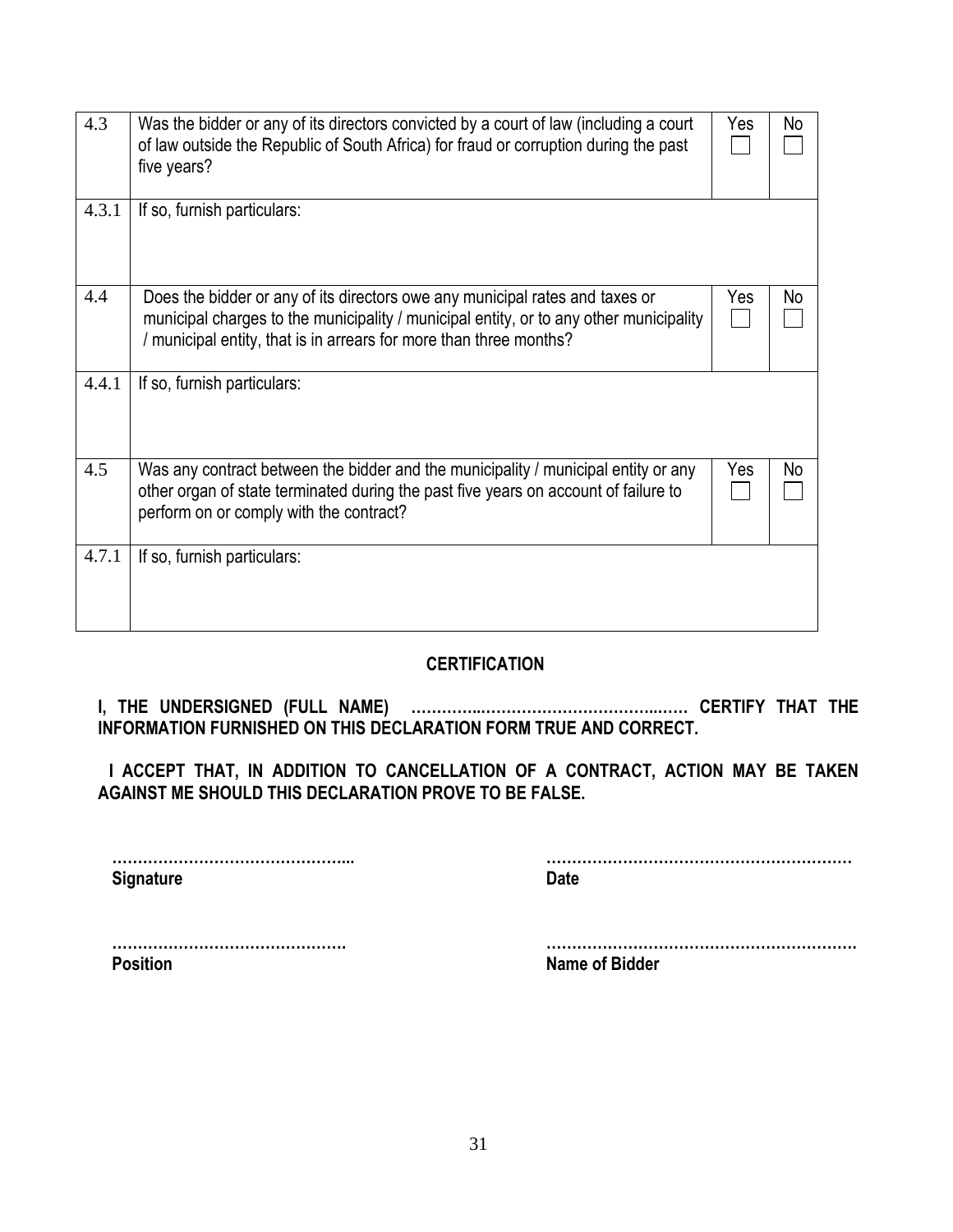| | | Yes | No |
|---|---|---|---|
| 4.3 | Was the bidder or any of its directors convicted by a court of law (including a court of law outside the Republic of South Africa) for fraud or corruption during the past five years? | Yes ☐ | No ☐ |
| 4.3.1 | If so, furnish particulars: | | |
| 4.4 | Does the bidder or any of its directors owe any municipal rates and taxes or municipal charges to the municipality / municipal entity, or to any other municipality / municipal entity, that is in arrears for more than three months? | Yes ☐ | No ☐ |
| 4.4.1 | If so, furnish particulars: | | |
| 4.5 | Was any contract between the bidder and the municipality / municipal entity or any other organ of state terminated during the past five years on account of failure to perform on or comply with the contract? | Yes ☐ | No ☐ |
| 4.7.1 | If so, furnish particulars: | | |

**CERTIFICATION**

**I, THE UNDERSIGNED (FULL NAME) …………………………………………… CERTIFY THAT THE INFORMATION FURNISHED ON THIS DECLARATION FORM TRUE AND CORRECT.**

**I ACCEPT THAT, IN ADDITION TO CANCELLATION OF A CONTRACT, ACTION MAY BE TAKEN AGAINST ME SHOULD THIS DECLARATION PROVE TO BE FALSE.**

……………………………………….. 
**Signature**

…………………………………………………… 
**Date**

………………………………………. 
**Position**

…………………………………………………… 
**Name of Bidder**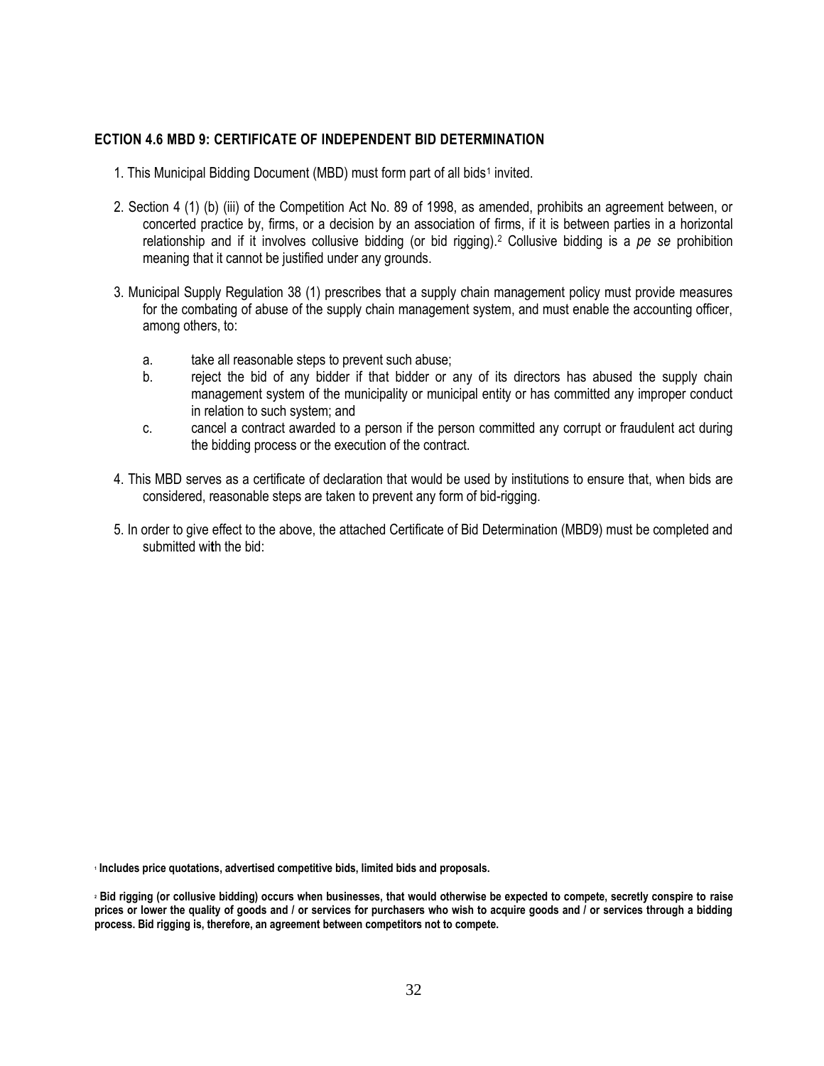## ECTION 4.6 MBD 9: CERTIFICATE OF INDEPENDENT BID DETERMINATION

1. This Municipal Bidding Document (MBD) must form part of all bids[1] invited.

2. Section 4 (1) (b) (iii) of the Competition Act No. 89 of 1998, as amended, prohibits an agreement between, or concerted practice by, firms, or a decision by an association of firms, if it is between parties in a horizontal relationship and if it involves collusive bidding (or bid rigging).[2] Collusive bidding is a *pe se* prohibition meaning that it cannot be justified under any grounds.

3. Municipal Supply Regulation 38 (1) prescribes that a supply chain management policy must provide measures for the combating of abuse of the supply chain management system, and must enable the accounting officer, among others, to:

   a. take all reasonable steps to prevent such abuse;
   b. reject the bid of any bidder if that bidder or any of its directors has abused the supply chain management system of the municipality or municipal entity or has committed any improper conduct in relation to such system; and
   c. cancel a contract awarded to a person if the person committed any corrupt or fraudulent act during the bidding process or the execution of the contract.

4. This MBD serves as a certificate of declaration that would be used by institutions to ensure that, when bids are considered, reasonable steps are taken to prevent any form of bid-rigging.

5. In order to give effect to the above, the attached Certificate of Bid Determination (MBD9) must be completed and submitted with the bid:

**[1] Includes price quotations, advertised competitive bids, limited bids and proposals.**

**[2] Bid rigging (or collusive bidding) occurs when businesses, that would otherwise be expected to compete, secretly conspire to raise prices or lower the quality of goods and / or services for purchasers who wish to acquire goods and / or services through a bidding process. Bid rigging is, therefore, an agreement between competitors not to compete.**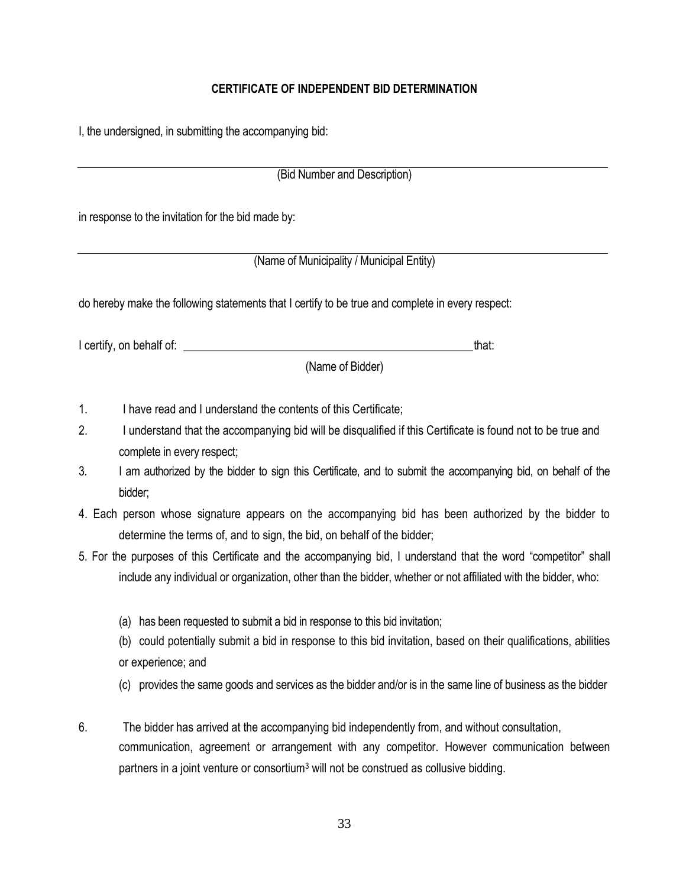**CERTIFICATE OF INDEPENDENT BID DETERMINATION**

I, the undersigned, in submitting the accompanying bid:

___________________________________________________________________________

(Bid Number and Description)

in response to the invitation for the bid made by:

___________________________________________________________________________

(Name of Municipality / Municipal Entity)

do hereby make the following statements that I certify to be true and complete in every respect:

I certify, on behalf of: ___________________________________________________ that:

(Name of Bidder)

1. I have read and I understand the contents of this Certificate;
2. I understand that the accompanying bid will be disqualified if this Certificate is found not to be true and complete in every respect;
3. I am authorized by the bidder to sign this Certificate, and to submit the accompanying bid, on behalf of the bidder;
4. Each person whose signature appears on the accompanying bid has been authorized by the bidder to determine the terms of, and to sign, the bid, on behalf of the bidder;
5. For the purposes of this Certificate and the accompanying bid, I understand that the word "competitor" shall include any individual or organization, other than the bidder, whether or not affiliated with the bidder, who:

   (a) has been requested to submit a bid in response to this bid invitation;

   (b) could potentially submit a bid in response to this bid invitation, based on their qualifications, abilities or experience; and

   (c) provides the same goods and services as the bidder and/or is in the same line of business as the bidder

6. The bidder has arrived at the accompanying bid independently from, and without consultation, communication, agreement or arrangement with any competitor. However communication between partners in a joint venture or consortium[3] will not be construed as collusive bidding.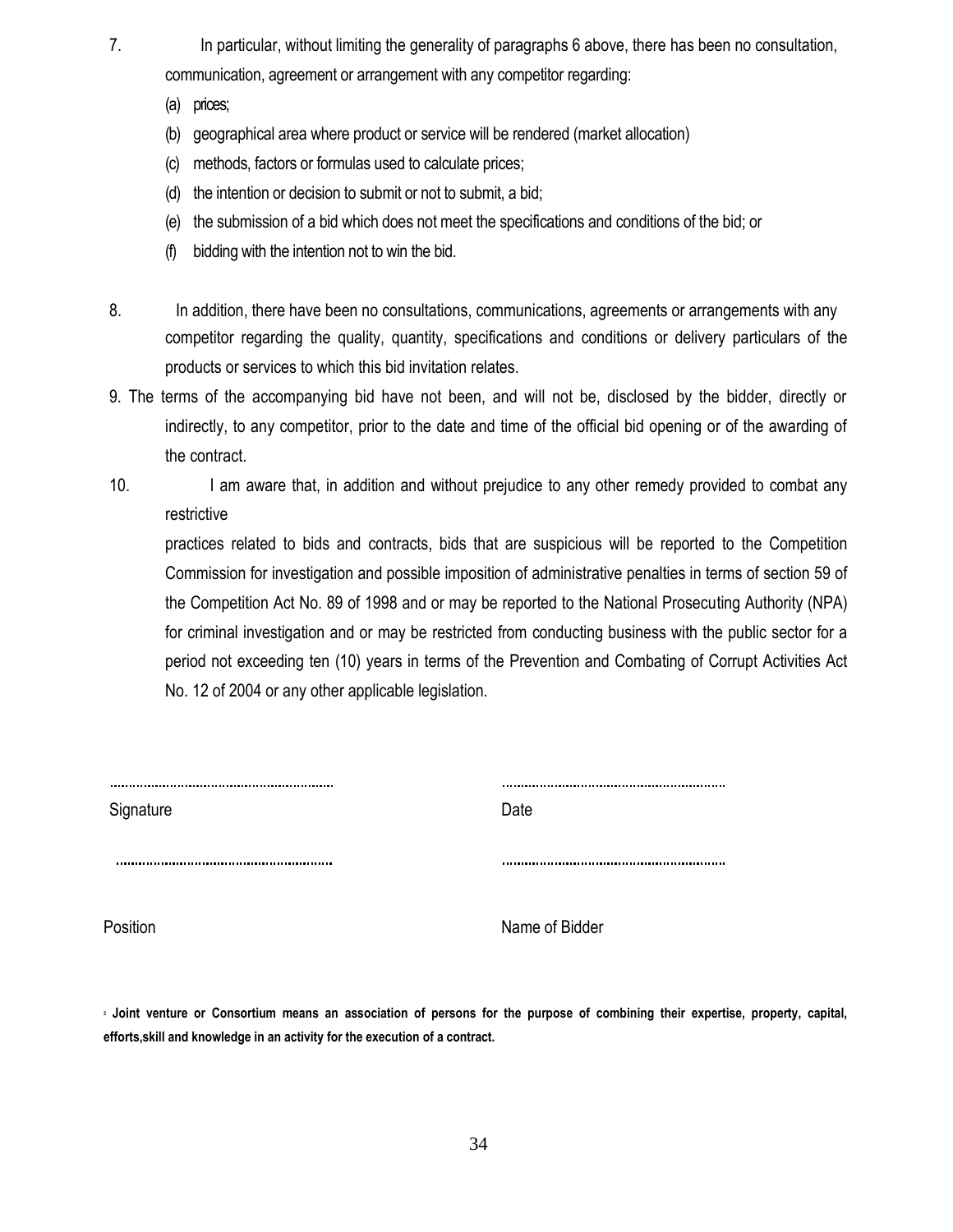7. In particular, without limiting the generality of paragraphs 6 above, there has been no consultation, communication, agreement or arrangement with any competitor regarding:

   (a) prices;

   (b) geographical area where product or service will be rendered (market allocation)

   (c) methods, factors or formulas used to calculate prices;

   (d) the intention or decision to submit or not to submit, a bid;

   (e) the submission of a bid which does not meet the specifications and conditions of the bid; or

   (f) bidding with the intention not to win the bid.

8. In addition, there have been no consultations, communications, agreements or arrangements with any competitor regarding the quality, quantity, specifications and conditions or delivery particulars of the products or services to which this bid invitation relates.

9. The terms of the accompanying bid have not been, and will not be, disclosed by the bidder, directly or indirectly, to any competitor, prior to the date and time of the official bid opening or of the awarding of the contract.

10. I am aware that, in addition and without prejudice to any other remedy provided to combat any restrictive

    practices related to bids and contracts, bids that are suspicious will be reported to the Competition Commission for investigation and possible imposition of administrative penalties in terms of section 59 of the Competition Act No. 89 of 1998 and or may be reported to the National Prosecuting Authority (NPA) for criminal investigation and or may be restricted from conducting business with the public sector for a period not exceeding ten (10) years in terms of the Prevention and Combating of Corrupt Activities Act No. 12 of 2004 or any other applicable legislation.

| ………………………………………………… | ………………………………………………… |
|---|---|
| Signature | Date |
| ………………………………………………… | ………………………………………………… |
| Position | Name of Bidder |

[3] **Joint venture or Consortium means an association of persons for the purpose of combining their expertise, property, capital, efforts,skill and knowledge in an activity for the execution of a contract.**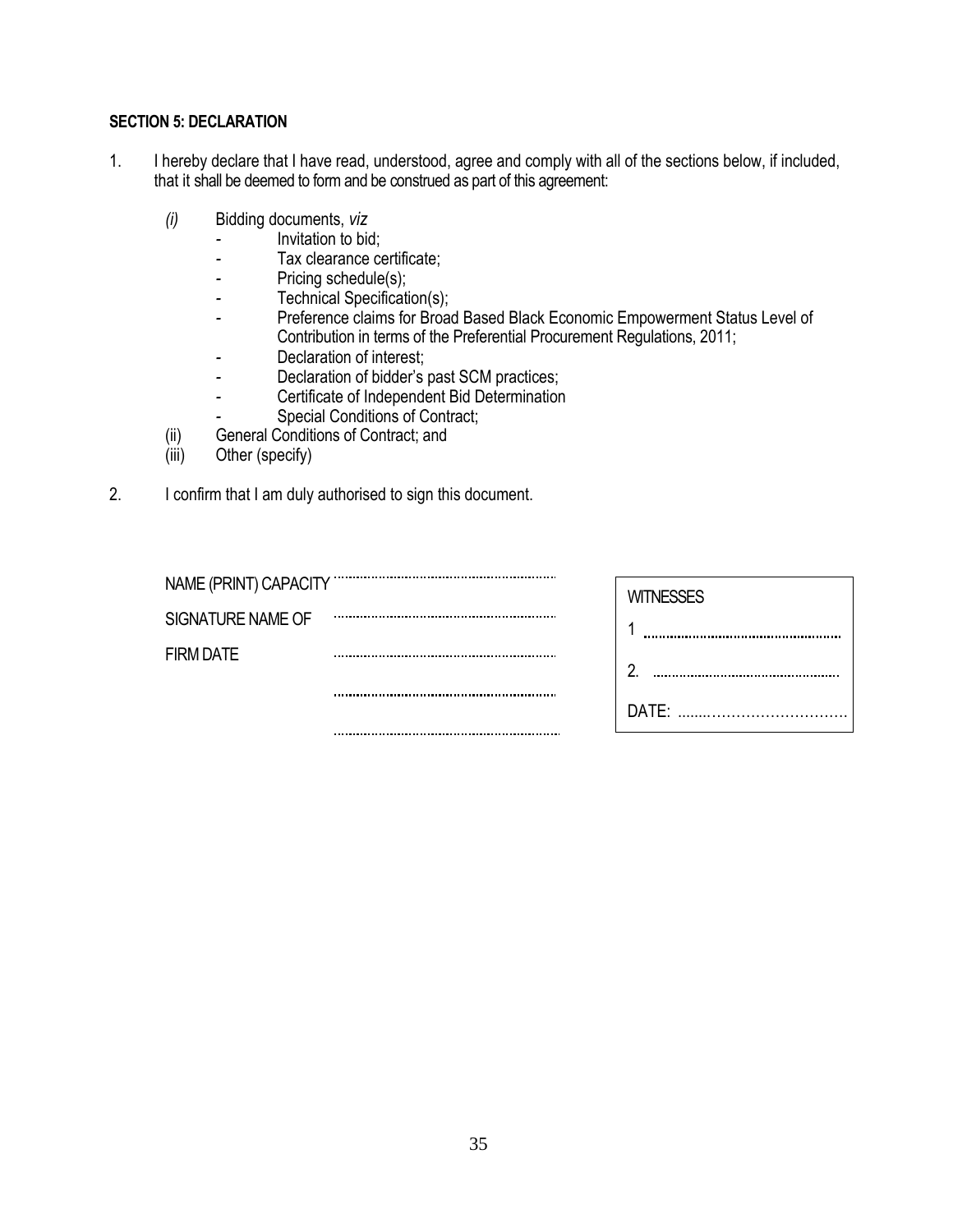**SECTION 5: DECLARATION**

1. I hereby declare that I have read, understood, agree and comply with all of the sections below, if included, that it shall be deemed to form and be construed as part of this agreement:

   *(i)* Bidding documents, *viz*
   - Invitation to bid;
   - Tax clearance certificate;
   - Pricing schedule(s);
   - Technical Specification(s);
   - Preference claims for Broad Based Black Economic Empowerment Status Level of Contribution in terms of the Preferential Procurement Regulations, 2011;
   - Declaration of interest;
   - Declaration of bidder's past SCM practices;
   - Certificate of Independent Bid Determination
   - Special Conditions of Contract;

   (ii) General Conditions of Contract; and

   (iii) Other (specify)

2. I confirm that I am duly authorised to sign this document.

NAME (PRINT) CAPACITY ..............................................................

SIGNATURE NAME OF ..............................................................

FIRM DATE ..............................................................

..............................................................

..............................................................

| WITNESSES |
|---|
| 1 .................................................. |
| 2. .................................................. |
| DATE: ................................ |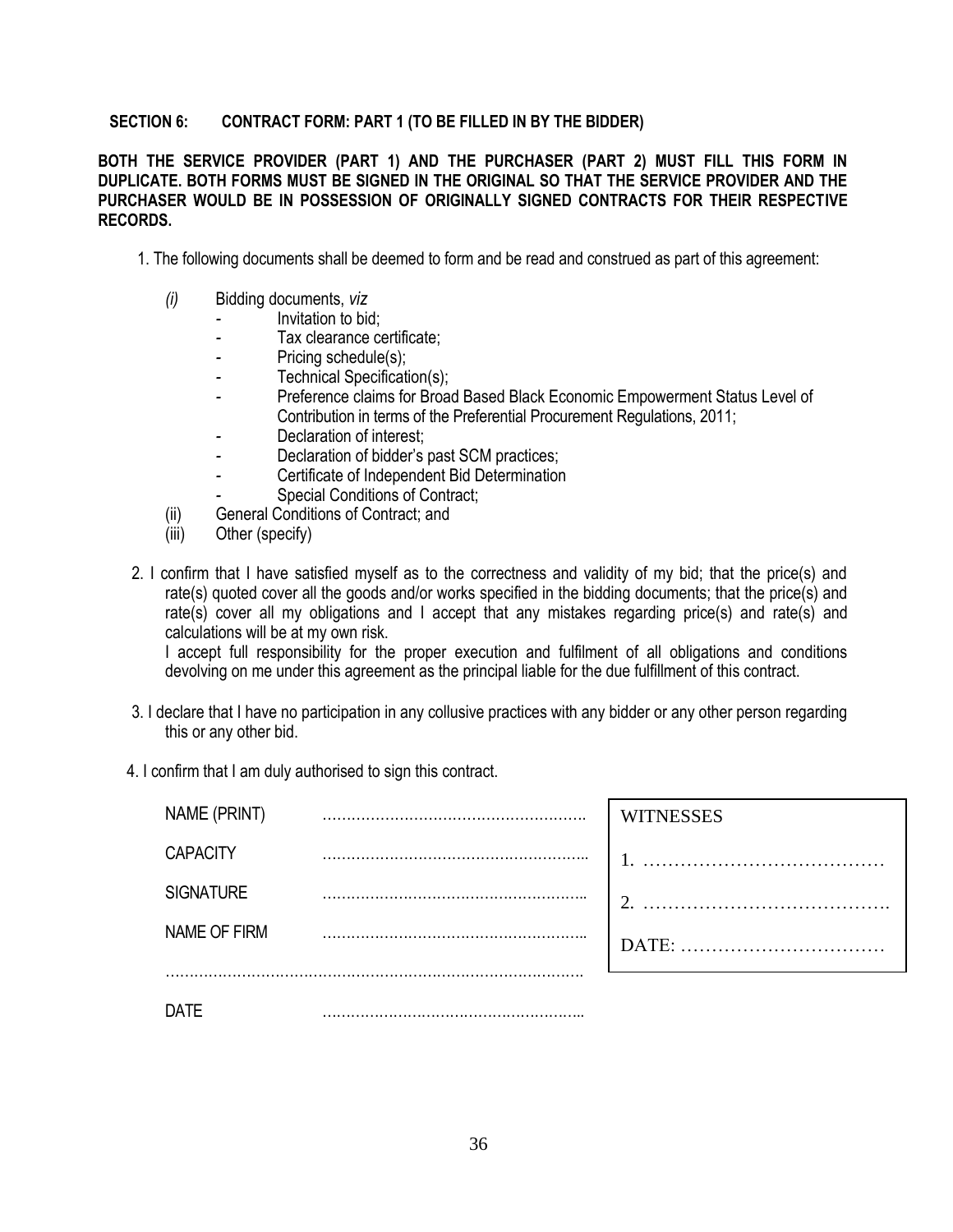**SECTION 6: CONTRACT FORM: PART 1 (TO BE FILLED IN BY THE BIDDER)**

**BOTH THE SERVICE PROVIDER (PART 1) AND THE PURCHASER (PART 2) MUST FILL THIS FORM IN DUPLICATE. BOTH FORMS MUST BE SIGNED IN THE ORIGINAL SO THAT THE SERVICE PROVIDER AND THE PURCHASER WOULD BE IN POSSESSION OF ORIGINALLY SIGNED CONTRACTS FOR THEIR RESPECTIVE RECORDS.**

1. The following documents shall be deemed to form and be read and construed as part of this agreement:

   *(i)* Bidding documents, *viz*
   - Invitation to bid;
   - Tax clearance certificate;
   - Pricing schedule(s);
   - Technical Specification(s);
   - Preference claims for Broad Based Black Economic Empowerment Status Level of Contribution in terms of the Preferential Procurement Regulations, 2011;
   - Declaration of interest;
   - Declaration of bidder's past SCM practices;
   - Certificate of Independent Bid Determination
   - Special Conditions of Contract;

   (ii) General Conditions of Contract; and

   (iii) Other (specify)

2. I confirm that I have satisfied myself as to the correctness and validity of my bid; that the price(s) and rate(s) quoted cover all the goods and/or works specified in the bidding documents; that the price(s) and rate(s) cover all my obligations and I accept that any mistakes regarding price(s) and rate(s) and calculations will be at my own risk.
   I accept full responsibility for the proper execution and fulfilment of all obligations and conditions devolving on me under this agreement as the principal liable for the due fulfillment of this contract.

3. I declare that I have no participation in any collusive practices with any bidder or any other person regarding this or any other bid.

4. I confirm that I am duly authorised to sign this contract.

NAME (PRINT) ……………………………………………….

CAPACITY ………………………………………………..

SIGNATURE ………………………………………………..

NAME OF FIRM ………………………………………………..

…………………………………………………………………………….

DATE ………………………………………………..

| WITNESSES |
|---|
| 1. ………………………………… |
| 2. …………………………………. |
| DATE: …………………………… |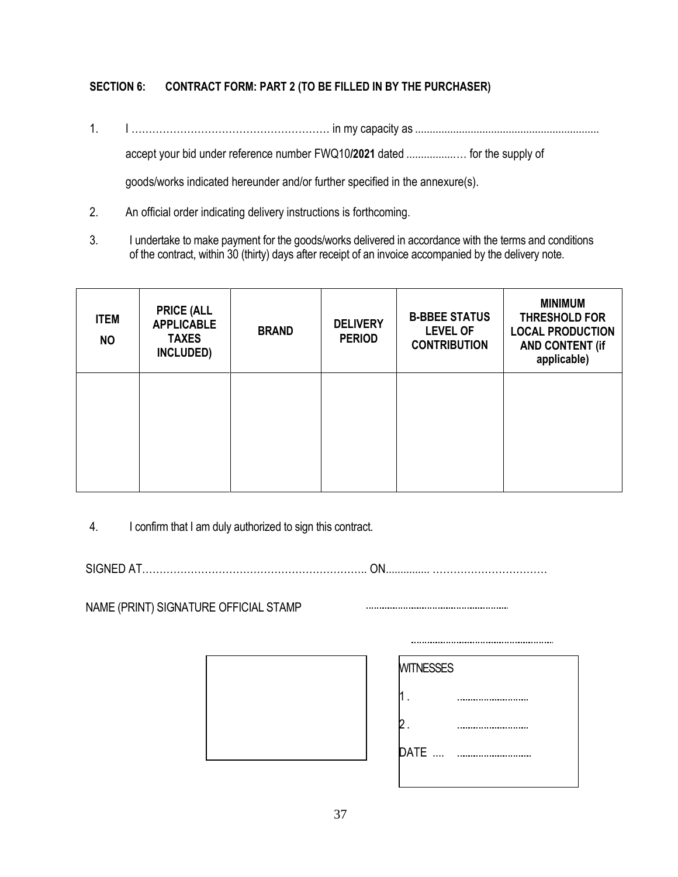**SECTION 6: CONTRACT FORM: PART 2 (TO BE FILLED IN BY THE PURCHASER)**

1. I ……………………………………………… in my capacity as ..............................................................

   accept your bid under reference number FWQ10/**2021** dated ..................… for the supply of

   goods/works indicated hereunder and/or further specified in the annexure(s).

2. An official order indicating delivery instructions is forthcoming.

3. I undertake to make payment for the goods/works delivered in accordance with the terms and conditions of the contract, within 30 (thirty) days after receipt of an invoice accompanied by the delivery note.

| ITEM NO | PRICE (ALL APPLICABLE TAXES INCLUDED) | BRAND | DELIVERY PERIOD | B-BBEE STATUS LEVEL OF CONTRIBUTION | MINIMUM THRESHOLD FOR LOCAL PRODUCTION AND CONTENT (if applicable) |
|---|---|---|---|---|---|
| | | | | | |

4. I confirm that I am duly authorized to sign this contract.

SIGNED AT……………………………………………………….. ON............... ……………………………

NAME (PRINT) SIGNATURE OFFICIAL STAMP ......................................................

......................................................

WITNESSES

1 . ...........................

2 . ...........................

DATE .... ...........................